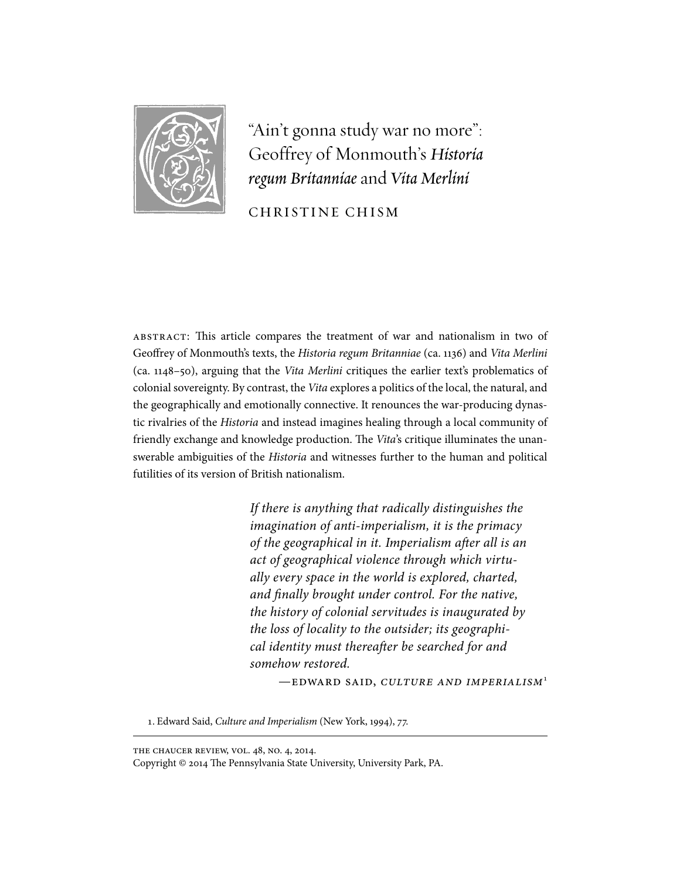# "Ain't gonna study war no more": Geoffrey of Monmouth's *Historia regum Britanniae* and *Vita Merlini*

CHRISTINE CHISM

ABSTRACT: This article compares the treatment of war and nationalism in two of Geoffrey of Monmouth's texts, the *Historia regum Britanniae* (ca. 1136) and *Vita Merlini* (ca. 1148–50), arguing that the *Vita Merlini* critiques the earlier text's problematics of colonial sovereignty. By contrast, the *Vita* explores a politics of the local, the natural, and the geographically and emotionally connective. It renounces the war-producing dynastic rivalries of the *Historia* and instead imagines healing through a local community of friendly exchange and knowledge production. The *Vita*'s critique illuminates the unanswerable ambiguities of the *Historia* and witnesses further to the human and political futilities of its version of British nationalism.

> *If there is anything that radically distinguishes the imagination of anti-imperialism, it is the primacy of the geographical in it. Imperialism after all is an act of geographical violence through which virtually every space in the world is explored, charted, and finally brought under control. For the native, the history of colonial servitudes is inaugurated by the loss of locality to the outsider; its geographical identity must thereafter be searched for and somehow restored.*
>
> —EDWARD SAID, *CULTURE AND IMPERIALISM*[1]

1. Edward Said, *Culture and Imperialism* (New York, 1994), 77.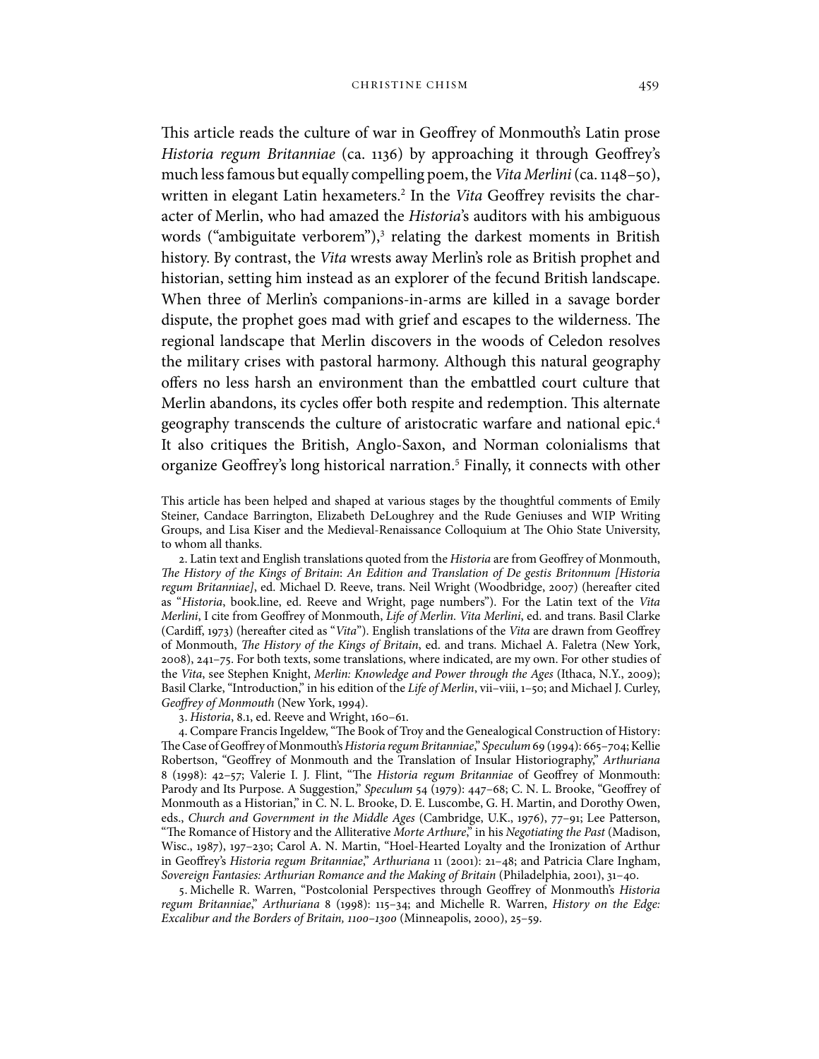This article reads the culture of war in Geoffrey of Monmouth's Latin prose *Historia regum Britanniae* (ca. 1136) by approaching it through Geoffrey's much less famous but equally compelling poem, the *Vita Merlini* (ca. 1148–50), written in elegant Latin hexameters.[2] In the *Vita* Geoffrey revisits the character of Merlin, who had amazed the *Historia*'s auditors with his ambiguous words ("ambiguitate verborem"),[3] relating the darkest moments in British history. By contrast, the *Vita* wrests away Merlin's role as British prophet and historian, setting him instead as an explorer of the fecund British landscape. When three of Merlin's companions-in-arms are killed in a savage border dispute, the prophet goes mad with grief and escapes to the wilderness. The regional landscape that Merlin discovers in the woods of Celedon resolves the military crises with pastoral harmony. Although this natural geography offers no less harsh an environment than the embattled court culture that Merlin abandons, its cycles offer both respite and redemption. This alternate geography transcends the culture of aristocratic warfare and national epic.[4] It also critiques the British, Anglo-Saxon, and Norman colonialisms that organize Geoffrey's long historical narration.[5] Finally, it connects with other

This article has been helped and shaped at various stages by the thoughtful comments of Emily Steiner, Candace Barrington, Elizabeth DeLoughrey and the Rude Geniuses and WIP Writing Groups, and Lisa Kiser and the Medieval-Renaissance Colloquium at The Ohio State University, to whom all thanks.

2. Latin text and English translations quoted from the *Historia* are from Geoffrey of Monmouth, *The History of the Kings of Britain: An Edition and Translation of De gestis Britonnum [Historia regum Britanniae]*, ed. Michael D. Reeve, trans. Neil Wright (Woodbridge, 2007) (hereafter cited as "*Historia*, book.line, ed. Reeve and Wright, page numbers"). For the Latin text of the *Vita Merlini*, I cite from Geoffrey of Monmouth, *Life of Merlin. Vita Merlini*, ed. and trans. Basil Clarke (Cardiff, 1973) (hereafter cited as "*Vita*"). English translations of the *Vita* are drawn from Geoffrey of Monmouth, *The History of the Kings of Britain*, ed. and trans. Michael A. Faletra (New York, 2008), 241–75. For both texts, some translations, where indicated, are my own. For other studies of the *Vita*, see Stephen Knight, *Merlin: Knowledge and Power through the Ages* (Ithaca, N.Y., 2009); Basil Clarke, "Introduction," in his edition of the *Life of Merlin*, vii–viii, 1–50; and Michael J. Curley, *Geoffrey of Monmouth* (New York, 1994).

3. *Historia*, 8.1, ed. Reeve and Wright, 160–61.

4. Compare Francis Ingeldew, "The Book of Troy and the Genealogical Construction of History: The Case of Geoffrey of Monmouth's *Historia regum Britanniae*," *Speculum* 69 (1994): 665–704; Kellie Robertson, "Geoffrey of Monmouth and the Translation of Insular Historiography," *Arthuriana* 8 (1998): 42–57; Valerie I. J. Flint, "The *Historia regum Britanniae* of Geoffrey of Monmouth: Parody and Its Purpose. A Suggestion," *Speculum* 54 (1979): 447–68; C. N. L. Brooke, "Geoffrey of Monmouth as a Historian," in C. N. L. Brooke, D. E. Luscombe, G. H. Martin, and Dorothy Owen, eds., *Church and Government in the Middle Ages* (Cambridge, U.K., 1976), 77–91; Lee Patterson, "The Romance of History and the Alliterative *Morte Arthure*," in his *Negotiating the Past* (Madison, Wisc., 1987), 197–230; Carol A. N. Martin, "Hoel-Hearted Loyalty and the Ironization of Arthur in Geoffrey's *Historia regum Britanniae*," *Arthuriana* 11 (2001): 21–48; and Patricia Clare Ingham, *Sovereign Fantasies: Arthurian Romance and the Making of Britain* (Philadelphia, 2001), 31–40.

5. Michelle R. Warren, "Postcolonial Perspectives through Geoffrey of Monmouth's *Historia regum Britanniae*," *Arthuriana* 8 (1998): 115–34; and Michelle R. Warren, *History on the Edge: Excalibur and the Borders of Britain, 1100–1300* (Minneapolis, 2000), 25–59.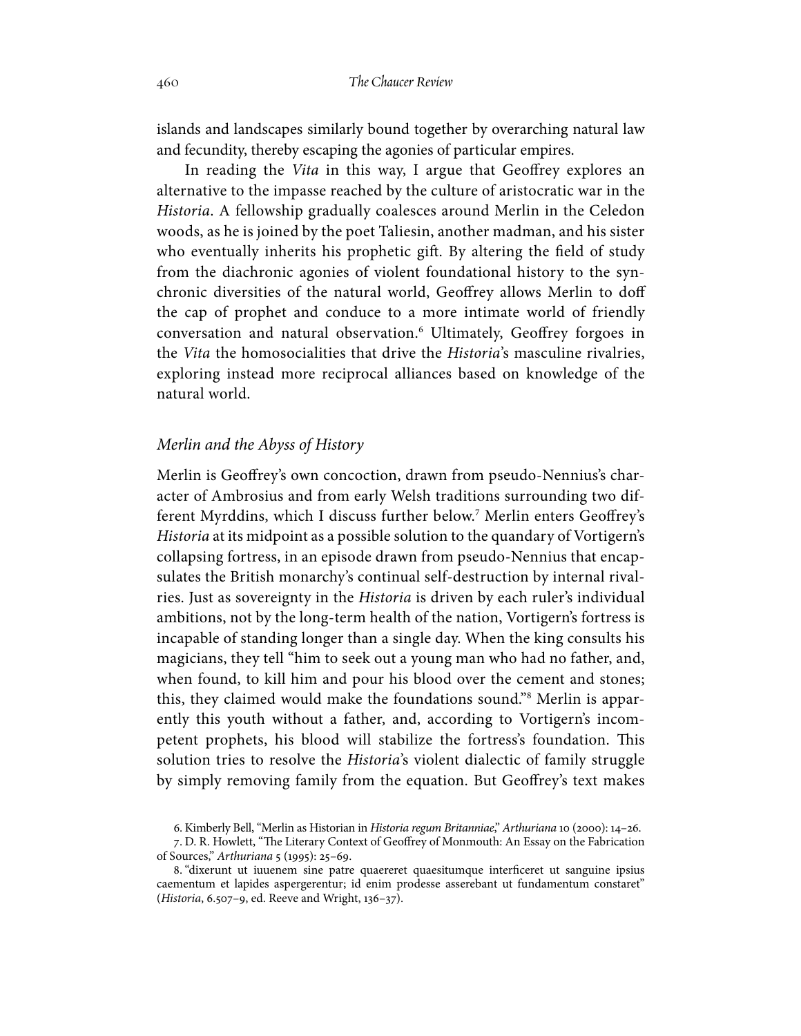islands and landscapes similarly bound together by overarching natural law and fecundity, thereby escaping the agonies of particular empires.

In reading the *Vita* in this way, I argue that Geoffrey explores an alternative to the impasse reached by the culture of aristocratic war in the *Historia*. A fellowship gradually coalesces around Merlin in the Celedon woods, as he is joined by the poet Taliesin, another madman, and his sister who eventually inherits his prophetic gift. By altering the field of study from the diachronic agonies of violent foundational history to the synchronic diversities of the natural world, Geoffrey allows Merlin to doff the cap of prophet and conduce to a more intimate world of friendly conversation and natural observation.[6] Ultimately, Geoffrey forgoes in the *Vita* the homosocialities that drive the *Historia*'s masculine rivalries, exploring instead more reciprocal alliances based on knowledge of the natural world.

## *Merlin and the Abyss of History*

Merlin is Geoffrey's own concoction, drawn from pseudo-Nennius's character of Ambrosius and from early Welsh traditions surrounding two different Myrddins, which I discuss further below.[7] Merlin enters Geoffrey's *Historia* at its midpoint as a possible solution to the quandary of Vortigern's collapsing fortress, in an episode drawn from pseudo-Nennius that encapsulates the British monarchy's continual self-destruction by internal rivalries. Just as sovereignty in the *Historia* is driven by each ruler's individual ambitions, not by the long-term health of the nation, Vortigern's fortress is incapable of standing longer than a single day. When the king consults his magicians, they tell "him to seek out a young man who had no father, and, when found, to kill him and pour his blood over the cement and stones; this, they claimed would make the foundations sound."[8] Merlin is apparently this youth without a father, and, according to Vortigern's incompetent prophets, his blood will stabilize the fortress's foundation. This solution tries to resolve the *Historia*'s violent dialectic of family struggle by simply removing family from the equation. But Geoffrey's text makes

6. Kimberly Bell, "Merlin as Historian in *Historia regum Britanniae*," *Arthuriana* 10 (2000): 14–26.

7. D. R. Howlett, "The Literary Context of Geoffrey of Monmouth: An Essay on the Fabrication of Sources," *Arthuriana* 5 (1995): 25–69.

8. "dixerunt ut iuuenem sine patre quaereret quaesitumque interficeret ut sanguine ipsius caementum et lapides aspergerentur; id enim prodesse asserebant ut fundamentum constaret" (*Historia*, 6.507–9, ed. Reeve and Wright, 136–37).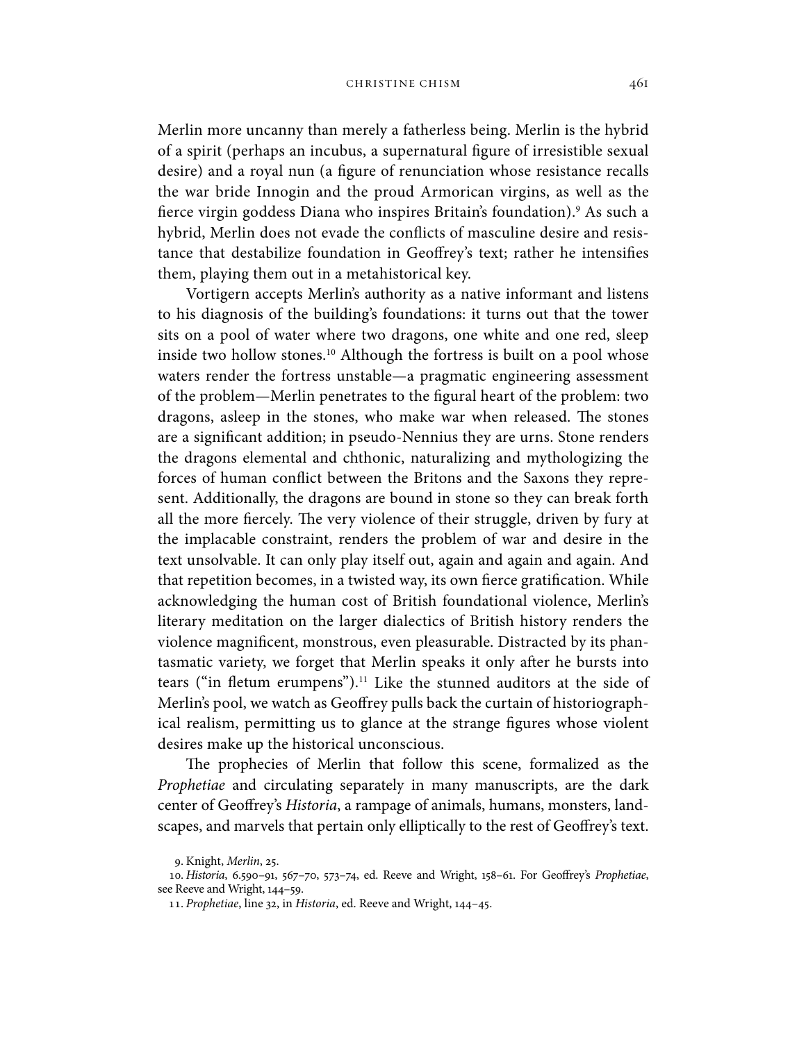Merlin more uncanny than merely a fatherless being. Merlin is the hybrid of a spirit (perhaps an incubus, a supernatural figure of irresistible sexual desire) and a royal nun (a figure of renunciation whose resistance recalls the war bride Innogin and the proud Armorican virgins, as well as the fierce virgin goddess Diana who inspires Britain's foundation).[9] As such a hybrid, Merlin does not evade the conflicts of masculine desire and resistance that destabilize foundation in Geoffrey's text; rather he intensifies them, playing them out in a metahistorical key.

Vortigern accepts Merlin's authority as a native informant and listens to his diagnosis of the building's foundations: it turns out that the tower sits on a pool of water where two dragons, one white and one red, sleep inside two hollow stones.[10] Although the fortress is built on a pool whose waters render the fortress unstable—a pragmatic engineering assessment of the problem—Merlin penetrates to the figural heart of the problem: two dragons, asleep in the stones, who make war when released. The stones are a significant addition; in pseudo-Nennius they are urns. Stone renders the dragons elemental and chthonic, naturalizing and mythologizing the forces of human conflict between the Britons and the Saxons they represent. Additionally, the dragons are bound in stone so they can break forth all the more fiercely. The very violence of their struggle, driven by fury at the implacable constraint, renders the problem of war and desire in the text unsolvable. It can only play itself out, again and again and again. And that repetition becomes, in a twisted way, its own fierce gratification. While acknowledging the human cost of British foundational violence, Merlin's literary meditation on the larger dialectics of British history renders the violence magnificent, monstrous, even pleasurable. Distracted by its phantasmatic variety, we forget that Merlin speaks it only after he bursts into tears ("in fletum erumpens").[11] Like the stunned auditors at the side of Merlin's pool, we watch as Geoffrey pulls back the curtain of historiographical realism, permitting us to glance at the strange figures whose violent desires make up the historical unconscious.

The prophecies of Merlin that follow this scene, formalized as the *Prophetiae* and circulating separately in many manuscripts, are the dark center of Geoffrey's *Historia*, a rampage of animals, humans, monsters, landscapes, and marvels that pertain only elliptically to the rest of Geoffrey's text.

9. Knight, *Merlin*, 25.

10. *Historia*, 6.590–91, 567–70, 573–74, ed. Reeve and Wright, 158–61. For Geoffrey's *Prophetiae*, see Reeve and Wright, 144–59.

11. *Prophetiae*, line 32, in *Historia*, ed. Reeve and Wright, 144–45.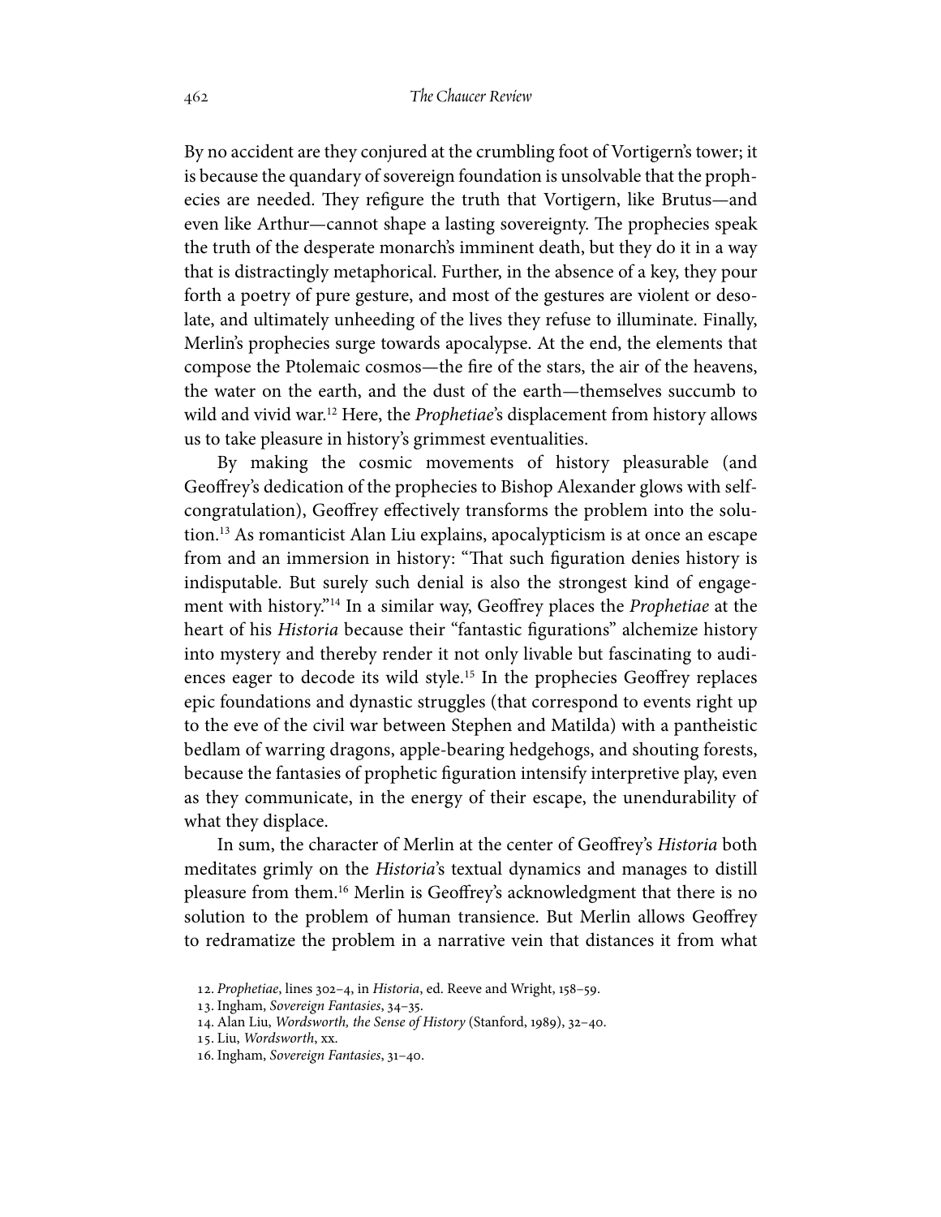By no accident are they conjured at the crumbling foot of Vortigern's tower; it is because the quandary of sovereign foundation is unsolvable that the prophecies are needed. They refigure the truth that Vortigern, like Brutus—and even like Arthur—cannot shape a lasting sovereignty. The prophecies speak the truth of the desperate monarch's imminent death, but they do it in a way that is distractingly metaphorical. Further, in the absence of a key, they pour forth a poetry of pure gesture, and most of the gestures are violent or desolate, and ultimately unheeding of the lives they refuse to illuminate. Finally, Merlin's prophecies surge towards apocalypse. At the end, the elements that compose the Ptolemaic cosmos—the fire of the stars, the air of the heavens, the water on the earth, and the dust of the earth—themselves succumb to wild and vivid war.[12] Here, the *Prophetiae*'s displacement from history allows us to take pleasure in history's grimmest eventualities.

By making the cosmic movements of history pleasurable (and Geoffrey's dedication of the prophecies to Bishop Alexander glows with self-congratulation), Geoffrey effectively transforms the problem into the solution.[13] As romanticist Alan Liu explains, apocalypticism is at once an escape from and an immersion in history: "That such figuration denies history is indisputable. But surely such denial is also the strongest kind of engagement with history."[14] In a similar way, Geoffrey places the *Prophetiae* at the heart of his *Historia* because their "fantastic figurations" alchemize history into mystery and thereby render it not only livable but fascinating to audiences eager to decode its wild style.[15] In the prophecies Geoffrey replaces epic foundations and dynastic struggles (that correspond to events right up to the eve of the civil war between Stephen and Matilda) with a pantheistic bedlam of warring dragons, apple-bearing hedgehogs, and shouting forests, because the fantasies of prophetic figuration intensify interpretive play, even as they communicate, in the energy of their escape, the unendurability of what they displace.

In sum, the character of Merlin at the center of Geoffrey's *Historia* both meditates grimly on the *Historia*'s textual dynamics and manages to distill pleasure from them.[16] Merlin is Geoffrey's acknowledgment that there is no solution to the problem of human transience. But Merlin allows Geoffrey to redramatize the problem in a narrative vein that distances it from what

12. *Prophetiae*, lines 302–4, in *Historia*, ed. Reeve and Wright, 158–59.

13. Ingham, *Sovereign Fantasies*, 34–35.

14. Alan Liu, *Wordsworth, the Sense of History* (Stanford, 1989), 32–40.

15. Liu, *Wordsworth*, xx.

16. Ingham, *Sovereign Fantasies*, 31–40.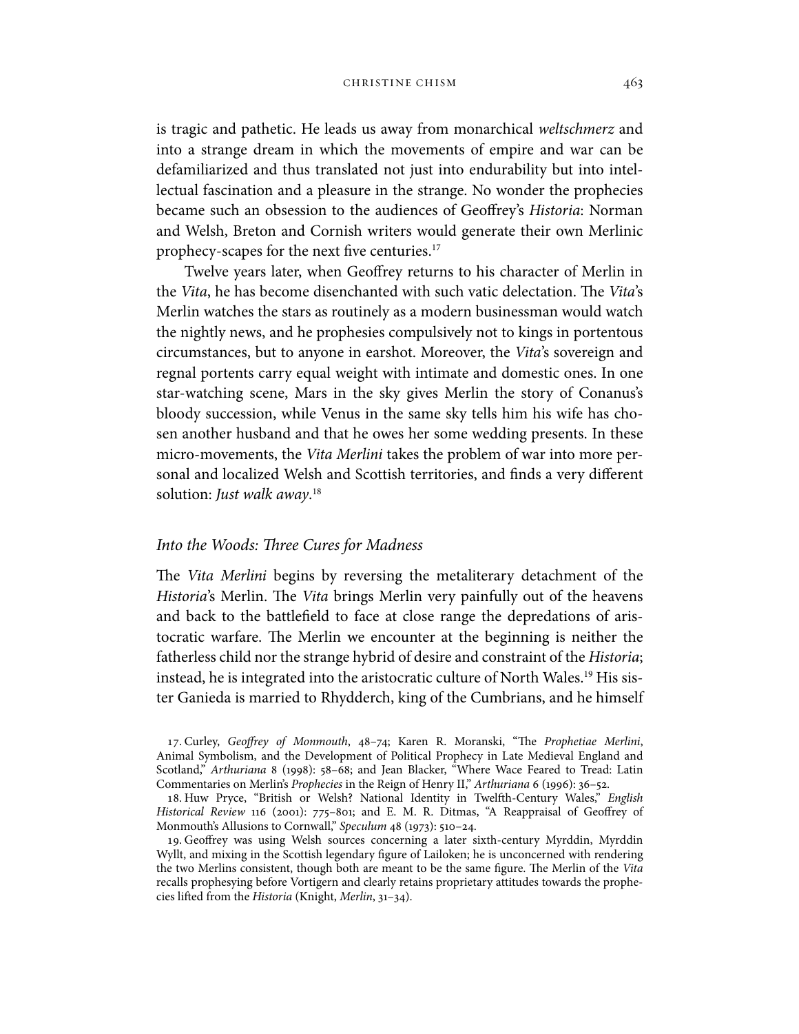is tragic and pathetic. He leads us away from monarchical *weltschmerz* and into a strange dream in which the movements of empire and war can be defamiliarized and thus translated not just into endurability but into intellectual fascination and a pleasure in the strange. No wonder the prophecies became such an obsession to the audiences of Geoffrey's *Historia*: Norman and Welsh, Breton and Cornish writers would generate their own Merlinic prophecy-scapes for the next five centuries.[17]

Twelve years later, when Geoffrey returns to his character of Merlin in the *Vita*, he has become disenchanted with such vatic delectation. The *Vita*'s Merlin watches the stars as routinely as a modern businessman would watch the nightly news, and he prophesies compulsively not to kings in portentous circumstances, but to anyone in earshot. Moreover, the *Vita*'s sovereign and regnal portents carry equal weight with intimate and domestic ones. In one star-watching scene, Mars in the sky gives Merlin the story of Conanus's bloody succession, while Venus in the same sky tells him his wife has chosen another husband and that he owes her some wedding presents. In these micro-movements, the *Vita Merlini* takes the problem of war into more personal and localized Welsh and Scottish territories, and finds a very different solution: *Just walk away*.[18]

## *Into the Woods: Three Cures for Madness*

The *Vita Merlini* begins by reversing the metaliterary detachment of the *Historia*'s Merlin. The *Vita* brings Merlin very painfully out of the heavens and back to the battlefield to face at close range the depredations of aristocratic warfare. The Merlin we encounter at the beginning is neither the fatherless child nor the strange hybrid of desire and constraint of the *Historia*; instead, he is integrated into the aristocratic culture of North Wales.[19] His sister Ganieda is married to Rhydderch, king of the Cumbrians, and he himself

17. Curley, *Geoffrey of Monmouth*, 48–74; Karen R. Moranski, "The *Prophetiae Merlini*, Animal Symbolism, and the Development of Political Prophecy in Late Medieval England and Scotland," *Arthuriana* 8 (1998): 58–68; and Jean Blacker, "Where Wace Feared to Tread: Latin Commentaries on Merlin's *Prophecies* in the Reign of Henry II," *Arthuriana* 6 (1996): 36–52.

18. Huw Pryce, "British or Welsh? National Identity in Twelfth-Century Wales," *English Historical Review* 116 (2001): 775–801; and E. M. R. Ditmas, "A Reappraisal of Geoffrey of Monmouth's Allusions to Cornwall," *Speculum* 48 (1973): 510–24.

19. Geoffrey was using Welsh sources concerning a later sixth-century Myrddin, Myrddin Wyllt, and mixing in the Scottish legendary figure of Lailoken; he is unconcerned with rendering the two Merlins consistent, though both are meant to be the same figure. The Merlin of the *Vita* recalls prophesying before Vortigern and clearly retains proprietary attitudes towards the prophecies lifted from the *Historia* (Knight, *Merlin*, 31–34).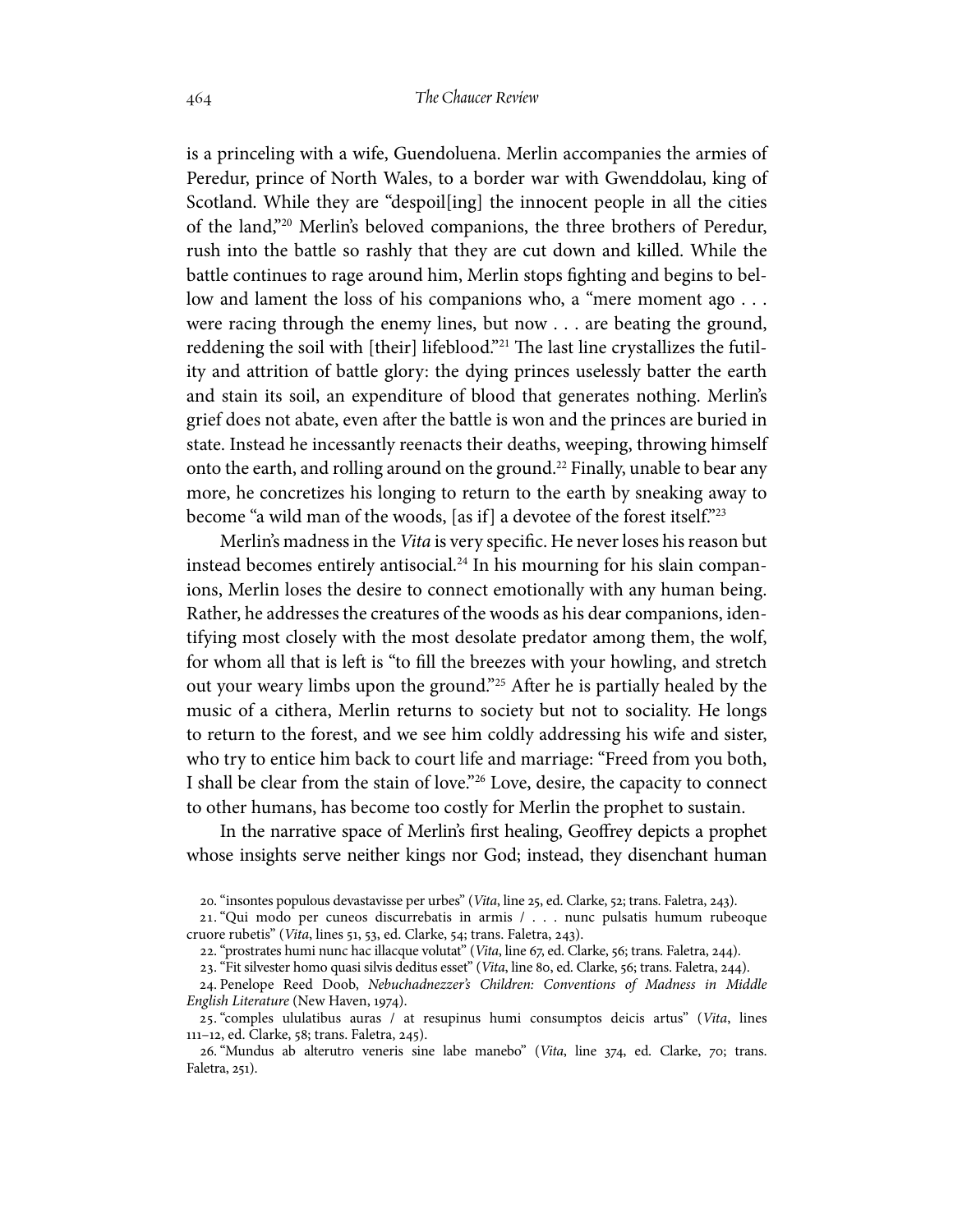is a princeling with a wife, Guendoluena. Merlin accompanies the armies of Peredur, prince of North Wales, to a border war with Gwenddolau, king of Scotland. While they are "despoil[ing] the innocent people in all the cities of the land,"[20] Merlin's beloved companions, the three brothers of Peredur, rush into the battle so rashly that they are cut down and killed. While the battle continues to rage around him, Merlin stops fighting and begins to bellow and lament the loss of his companions who, a "mere moment ago . . . were racing through the enemy lines, but now . . . are beating the ground, reddening the soil with [their] lifeblood."[21] The last line crystallizes the futility and attrition of battle glory: the dying princes uselessly batter the earth and stain its soil, an expenditure of blood that generates nothing. Merlin's grief does not abate, even after the battle is won and the princes are buried in state. Instead he incessantly reenacts their deaths, weeping, throwing himself onto the earth, and rolling around on the ground.[22] Finally, unable to bear any more, he concretizes his longing to return to the earth by sneaking away to become "a wild man of the woods, [as if] a devotee of the forest itself."[23]

Merlin's madness in the *Vita* is very specific. He never loses his reason but instead becomes entirely antisocial.[24] In his mourning for his slain companions, Merlin loses the desire to connect emotionally with any human being. Rather, he addresses the creatures of the woods as his dear companions, identifying most closely with the most desolate predator among them, the wolf, for whom all that is left is "to fill the breezes with your howling, and stretch out your weary limbs upon the ground."[25] After he is partially healed by the music of a cithera, Merlin returns to society but not to sociality. He longs to return to the forest, and we see him coldly addressing his wife and sister, who try to entice him back to court life and marriage: "Freed from you both, I shall be clear from the stain of love."[26] Love, desire, the capacity to connect to other humans, has become too costly for Merlin the prophet to sustain.

In the narrative space of Merlin's first healing, Geoffrey depicts a prophet whose insights serve neither kings nor God; instead, they disenchant human

20. "insontes populous devastavisse per urbes" (*Vita*, line 25, ed. Clarke, 52; trans. Faletra, 243).

21. "Qui modo per cuneos discurrebatis in armis / . . . nunc pulsatis humum rubeoque cruore rubetis" (*Vita*, lines 51, 53, ed. Clarke, 54; trans. Faletra, 243).

22. "prostrates humi nunc hac illacque volutat" (*Vita*, line 67, ed. Clarke, 56; trans. Faletra, 244).

23. "Fit silvester homo quasi silvis deditus esset" (*Vita*, line 80, ed. Clarke, 56; trans. Faletra, 244).

24. Penelope Reed Doob, *Nebuchadnezzer's Children: Conventions of Madness in Middle English Literature* (New Haven, 1974).

25. "comples ululatibus auras / at resupinus humi consumptos deicis artus" (*Vita*, lines 111–12, ed. Clarke, 58; trans. Faletra, 245).

26. "Mundus ab alterutro veneris sine labe manebo" (*Vita*, line 374, ed. Clarke, 70; trans. Faletra, 251).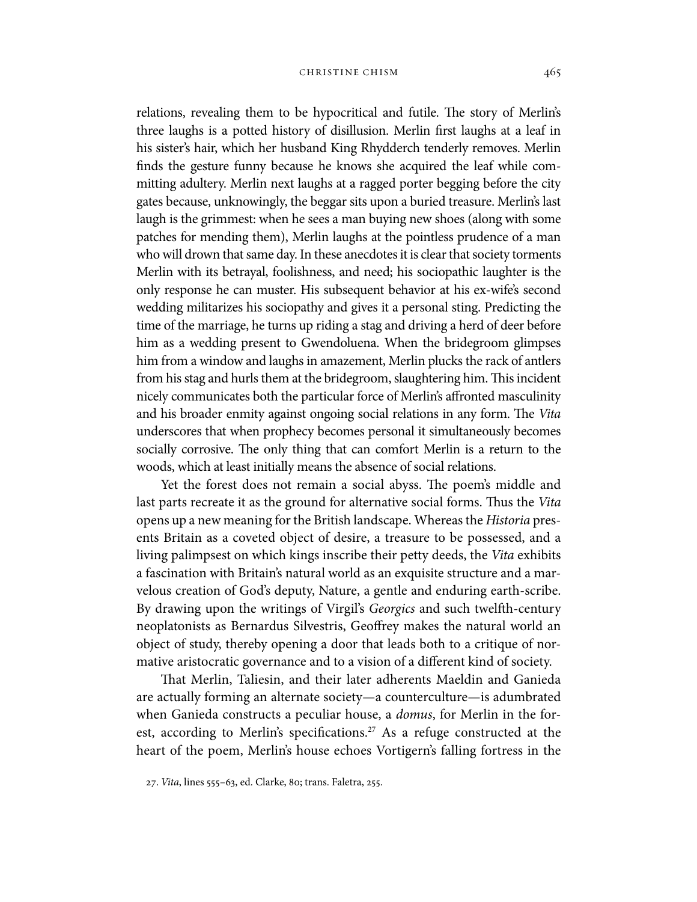relations, revealing them to be hypocritical and futile. The story of Merlin's three laughs is a potted history of disillusion. Merlin first laughs at a leaf in his sister's hair, which her husband King Rhydderch tenderly removes. Merlin finds the gesture funny because he knows she acquired the leaf while committing adultery. Merlin next laughs at a ragged porter begging before the city gates because, unknowingly, the beggar sits upon a buried treasure. Merlin's last laugh is the grimmest: when he sees a man buying new shoes (along with some patches for mending them), Merlin laughs at the pointless prudence of a man who will drown that same day. In these anecdotes it is clear that society torments Merlin with its betrayal, foolishness, and need; his sociopathic laughter is the only response he can muster. His subsequent behavior at his ex-wife's second wedding militarizes his sociopathy and gives it a personal sting. Predicting the time of the marriage, he turns up riding a stag and driving a herd of deer before him as a wedding present to Gwendoluena. When the bridegroom glimpses him from a window and laughs in amazement, Merlin plucks the rack of antlers from his stag and hurls them at the bridegroom, slaughtering him. This incident nicely communicates both the particular force of Merlin's affronted masculinity and his broader enmity against ongoing social relations in any form. The *Vita* underscores that when prophecy becomes personal it simultaneously becomes socially corrosive. The only thing that can comfort Merlin is a return to the woods, which at least initially means the absence of social relations.

Yet the forest does not remain a social abyss. The poem's middle and last parts recreate it as the ground for alternative social forms. Thus the *Vita* opens up a new meaning for the British landscape. Whereas the *Historia* presents Britain as a coveted object of desire, a treasure to be possessed, and a living palimpsest on which kings inscribe their petty deeds, the *Vita* exhibits a fascination with Britain's natural world as an exquisite structure and a marvelous creation of God's deputy, Nature, a gentle and enduring earth-scribe. By drawing upon the writings of Virgil's *Georgics* and such twelfth-century neoplatonists as Bernardus Silvestris, Geoffrey makes the natural world an object of study, thereby opening a door that leads both to a critique of normative aristocratic governance and to a vision of a different kind of society.

That Merlin, Taliesin, and their later adherents Maeldin and Ganieda are actually forming an alternate society—a counterculture—is adumbrated when Ganieda constructs a peculiar house, a *domus*, for Merlin in the forest, according to Merlin's specifications.[27] As a refuge constructed at the heart of the poem, Merlin's house echoes Vortigern's falling fortress in the

27. *Vita*, lines 555–63, ed. Clarke, 80; trans. Faletra, 255.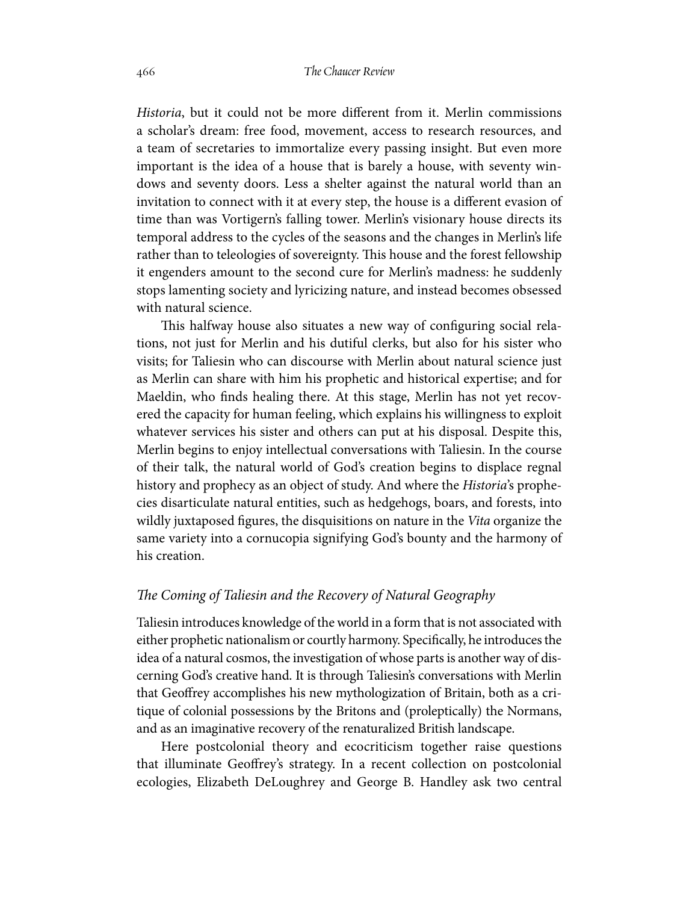*Historia*, but it could not be more different from it. Merlin commissions a scholar's dream: free food, movement, access to research resources, and a team of secretaries to immortalize every passing insight. But even more important is the idea of a house that is barely a house, with seventy windows and seventy doors. Less a shelter against the natural world than an invitation to connect with it at every step, the house is a different evasion of time than was Vortigern's falling tower. Merlin's visionary house directs its temporal address to the cycles of the seasons and the changes in Merlin's life rather than to teleologies of sovereignty. This house and the forest fellowship it engenders amount to the second cure for Merlin's madness: he suddenly stops lamenting society and lyricizing nature, and instead becomes obsessed with natural science.

This halfway house also situates a new way of configuring social relations, not just for Merlin and his dutiful clerks, but also for his sister who visits; for Taliesin who can discourse with Merlin about natural science just as Merlin can share with him his prophetic and historical expertise; and for Maeldin, who finds healing there. At this stage, Merlin has not yet recovered the capacity for human feeling, which explains his willingness to exploit whatever services his sister and others can put at his disposal. Despite this, Merlin begins to enjoy intellectual conversations with Taliesin. In the course of their talk, the natural world of God's creation begins to displace regnal history and prophecy as an object of study. And where the *Historia*'s prophecies disarticulate natural entities, such as hedgehogs, boars, and forests, into wildly juxtaposed figures, the disquisitions on nature in the *Vita* organize the same variety into a cornucopia signifying God's bounty and the harmony of his creation.

## *The Coming of Taliesin and the Recovery of Natural Geography*

Taliesin introduces knowledge of the world in a form that is not associated with either prophetic nationalism or courtly harmony. Specifically, he introduces the idea of a natural cosmos, the investigation of whose parts is another way of discerning God's creative hand. It is through Taliesin's conversations with Merlin that Geoffrey accomplishes his new mythologization of Britain, both as a critique of colonial possessions by the Britons and (proleptically) the Normans, and as an imaginative recovery of the renaturalized British landscape.

Here postcolonial theory and ecocriticism together raise questions that illuminate Geoffrey's strategy. In a recent collection on postcolonial ecologies, Elizabeth DeLoughrey and George B. Handley ask two central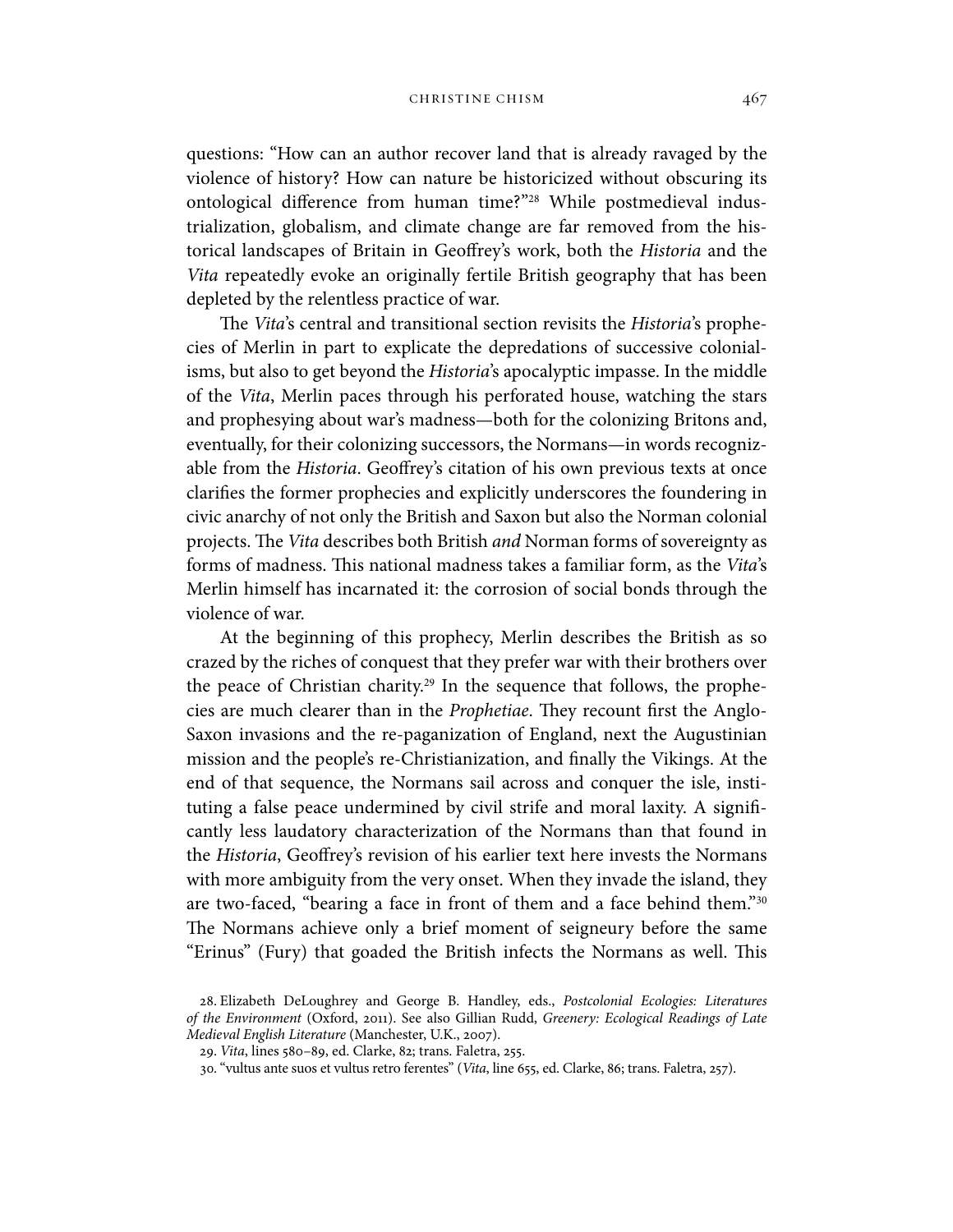questions: "How can an author recover land that is already ravaged by the violence of history? How can nature be historicized without obscuring its ontological difference from human time?"[28] While postmedieval industrialization, globalism, and climate change are far removed from the historical landscapes of Britain in Geoffrey's work, both the *Historia* and the *Vita* repeatedly evoke an originally fertile British geography that has been depleted by the relentless practice of war.

The *Vita*'s central and transitional section revisits the *Historia*'s prophecies of Merlin in part to explicate the depredations of successive colonialisms, but also to get beyond the *Historia*'s apocalyptic impasse. In the middle of the *Vita*, Merlin paces through his perforated house, watching the stars and prophesying about war's madness—both for the colonizing Britons and, eventually, for their colonizing successors, the Normans—in words recognizable from the *Historia*. Geoffrey's citation of his own previous texts at once clarifies the former prophecies and explicitly underscores the foundering in civic anarchy of not only the British and Saxon but also the Norman colonial projects. The *Vita* describes both British *and* Norman forms of sovereignty as forms of madness. This national madness takes a familiar form, as the *Vita*'s Merlin himself has incarnated it: the corrosion of social bonds through the violence of war.

At the beginning of this prophecy, Merlin describes the British as so crazed by the riches of conquest that they prefer war with their brothers over the peace of Christian charity.[29] In the sequence that follows, the prophecies are much clearer than in the *Prophetiae*. They recount first the Anglo-Saxon invasions and the re-paganization of England, next the Augustinian mission and the people's re-Christianization, and finally the Vikings. At the end of that sequence, the Normans sail across and conquer the isle, instituting a false peace undermined by civil strife and moral laxity. A significantly less laudatory characterization of the Normans than that found in the *Historia*, Geoffrey's revision of his earlier text here invests the Normans with more ambiguity from the very onset. When they invade the island, they are two-faced, "bearing a face in front of them and a face behind them."[30] The Normans achieve only a brief moment of seigneury before the same "Erinus" (Fury) that goaded the British infects the Normans as well. This

28. Elizabeth DeLoughrey and George B. Handley, eds., *Postcolonial Ecologies: Literatures of the Environment* (Oxford, 2011). See also Gillian Rudd, *Greenery: Ecological Readings of Late Medieval English Literature* (Manchester, U.K., 2007).

29. *Vita*, lines 580–89, ed. Clarke, 82; trans. Faletra, 255.

30. "vultus ante suos et vultus retro ferentes" (*Vita*, line 655, ed. Clarke, 86; trans. Faletra, 257).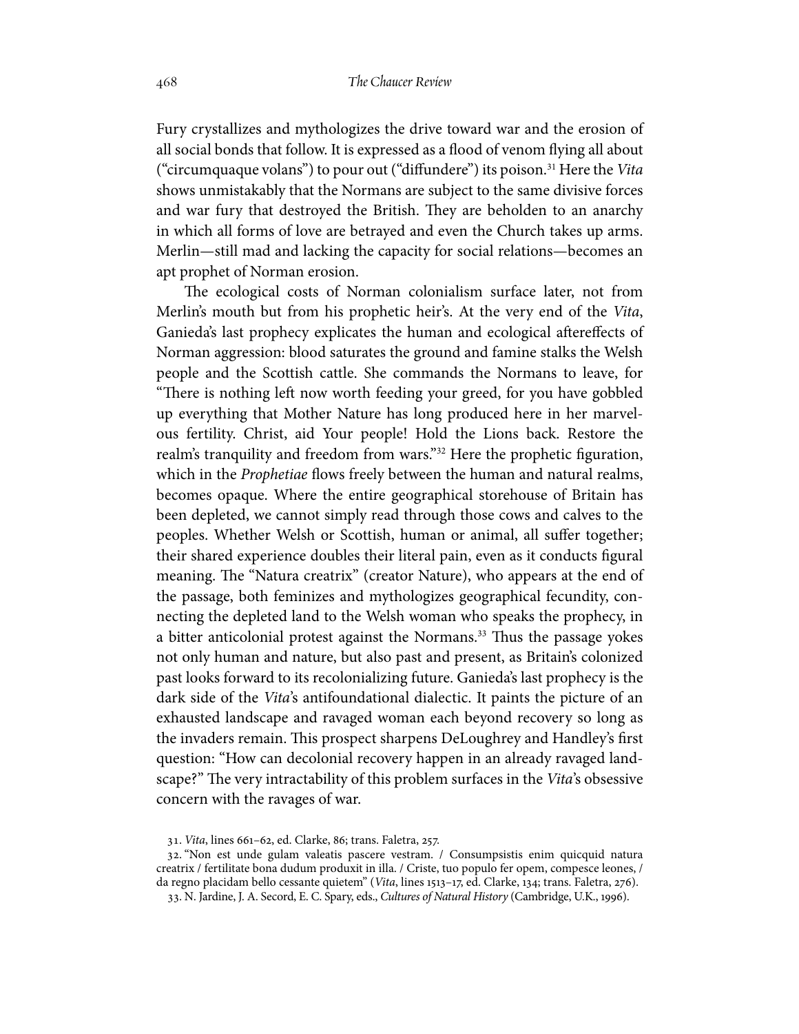Fury crystallizes and mythologizes the drive toward war and the erosion of all social bonds that follow. It is expressed as a flood of venom flying all about ("circumquaque volans") to pour out ("diffundere") its poison.[31] Here the *Vita* shows unmistakably that the Normans are subject to the same divisive forces and war fury that destroyed the British. They are beholden to an anarchy in which all forms of love are betrayed and even the Church takes up arms. Merlin—still mad and lacking the capacity for social relations—becomes an apt prophet of Norman erosion.

The ecological costs of Norman colonialism surface later, not from Merlin's mouth but from his prophetic heir's. At the very end of the *Vita*, Ganieda's last prophecy explicates the human and ecological aftereffects of Norman aggression: blood saturates the ground and famine stalks the Welsh people and the Scottish cattle. She commands the Normans to leave, for "There is nothing left now worth feeding your greed, for you have gobbled up everything that Mother Nature has long produced here in her marvelous fertility. Christ, aid Your people! Hold the Lions back. Restore the realm's tranquility and freedom from wars."[32] Here the prophetic figuration, which in the *Prophetiae* flows freely between the human and natural realms, becomes opaque. Where the entire geographical storehouse of Britain has been depleted, we cannot simply read through those cows and calves to the peoples. Whether Welsh or Scottish, human or animal, all suffer together; their shared experience doubles their literal pain, even as it conducts figural meaning. The "Natura creatrix" (creator Nature), who appears at the end of the passage, both feminizes and mythologizes geographical fecundity, connecting the depleted land to the Welsh woman who speaks the prophecy, in a bitter anticolonial protest against the Normans.[33] Thus the passage yokes not only human and nature, but also past and present, as Britain's colonized past looks forward to its recolonializing future. Ganieda's last prophecy is the dark side of the *Vita*'s antifoundational dialectic. It paints the picture of an exhausted landscape and ravaged woman each beyond recovery so long as the invaders remain. This prospect sharpens DeLoughrey and Handley's first question: "How can decolonial recovery happen in an already ravaged landscape?" The very intractability of this problem surfaces in the *Vita*'s obsessive concern with the ravages of war.

31. *Vita*, lines 661–62, ed. Clarke, 86; trans. Faletra, 257.

32. "Non est unde gulam valeatis pascere vestram. / Consumpsistis enim quicquid natura creatrix / fertilitate bona dudum produxit in illa. / Criste, tuo populo fer opem, compesce leones, / da regno placidam bello cessante quietem" (*Vita*, lines 1513–17, ed. Clarke, 134; trans. Faletra, 276).

33. N. Jardine, J. A. Secord, E. C. Spary, eds., *Cultures of Natural History* (Cambridge, U.K., 1996).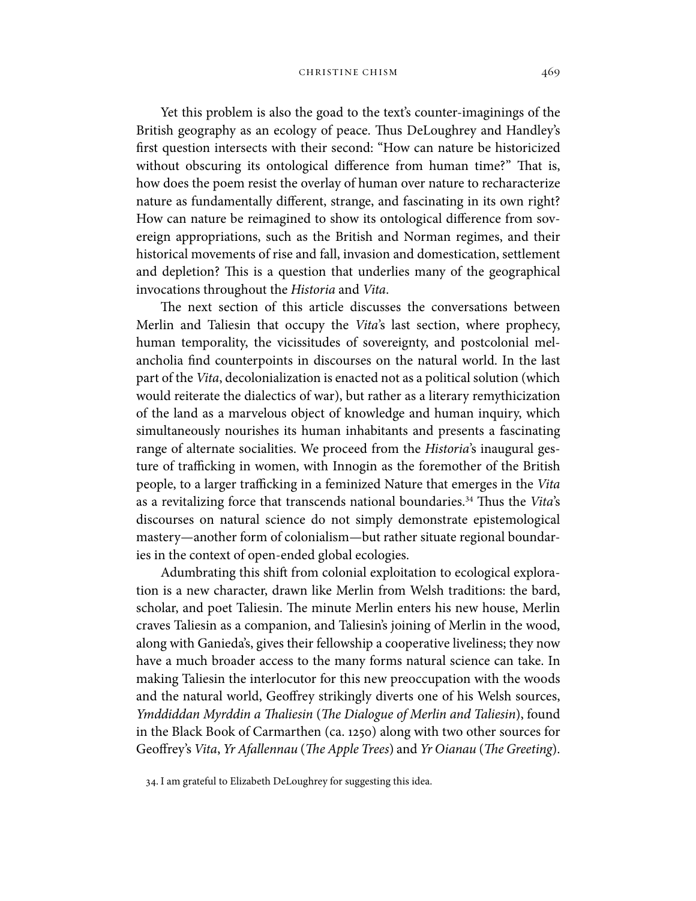Yet this problem is also the goad to the text's counter-imaginings of the British geography as an ecology of peace. Thus DeLoughrey and Handley's first question intersects with their second: "How can nature be historicized without obscuring its ontological difference from human time?" That is, how does the poem resist the overlay of human over nature to recharacterize nature as fundamentally different, strange, and fascinating in its own right? How can nature be reimagined to show its ontological difference from sovereign appropriations, such as the British and Norman regimes, and their historical movements of rise and fall, invasion and domestication, settlement and depletion? This is a question that underlies many of the geographical invocations throughout the *Historia* and *Vita*.

The next section of this article discusses the conversations between Merlin and Taliesin that occupy the *Vita*'s last section, where prophecy, human temporality, the vicissitudes of sovereignty, and postcolonial melancholia find counterpoints in discourses on the natural world. In the last part of the *Vita*, decolonialization is enacted not as a political solution (which would reiterate the dialectics of war), but rather as a literary remythicization of the land as a marvelous object of knowledge and human inquiry, which simultaneously nourishes its human inhabitants and presents a fascinating range of alternate socialities. We proceed from the *Historia*'s inaugural gesture of trafficking in women, with Innogin as the foremother of the British people, to a larger trafficking in a feminized Nature that emerges in the *Vita* as a revitalizing force that transcends national boundaries.[34] Thus the *Vita*'s discourses on natural science do not simply demonstrate epistemological mastery—another form of colonialism—but rather situate regional boundaries in the context of open-ended global ecologies.

Adumbrating this shift from colonial exploitation to ecological exploration is a new character, drawn like Merlin from Welsh traditions: the bard, scholar, and poet Taliesin. The minute Merlin enters his new house, Merlin craves Taliesin as a companion, and Taliesin's joining of Merlin in the wood, along with Ganieda's, gives their fellowship a cooperative liveliness; they now have a much broader access to the many forms natural science can take. In making Taliesin the interlocutor for this new preoccupation with the woods and the natural world, Geoffrey strikingly diverts one of his Welsh sources, *Ymddiddan Myrddin a Thaliesin* (*The Dialogue of Merlin and Taliesin*), found in the Black Book of Carmarthen (ca. 1250) along with two other sources for Geoffrey's *Vita*, *Yr Afallennau* (*The Apple Trees*) and *Yr Oianau* (*The Greeting*).

34. I am grateful to Elizabeth DeLoughrey for suggesting this idea.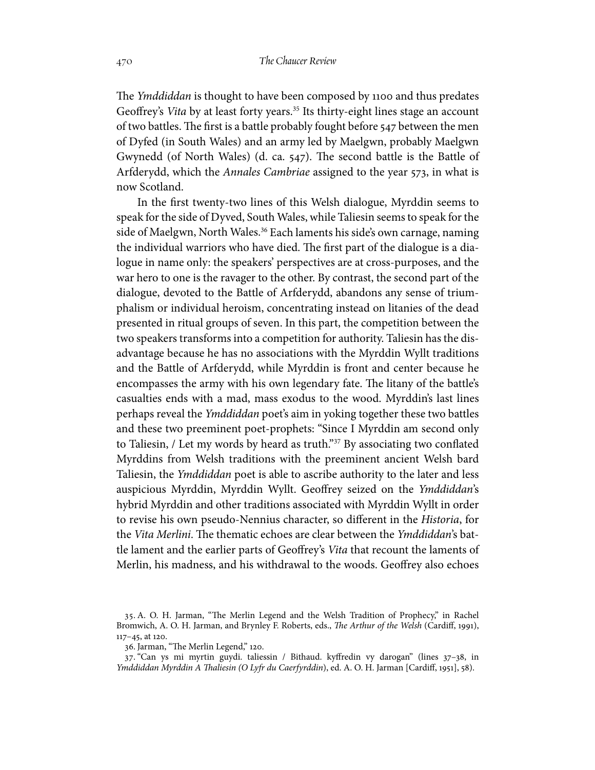The *Ymddiddan* is thought to have been composed by 1100 and thus predates Geoffrey's *Vita* by at least forty years.[35] Its thirty-eight lines stage an account of two battles. The first is a battle probably fought before 547 between the men of Dyfed (in South Wales) and an army led by Maelgwn, probably Maelgwn Gwynedd (of North Wales) (d. ca. 547). The second battle is the Battle of Arfderydd, which the *Annales Cambriae* assigned to the year 573, in what is now Scotland.

In the first twenty-two lines of this Welsh dialogue, Myrddin seems to speak for the side of Dyved, South Wales, while Taliesin seems to speak for the side of Maelgwn, North Wales.[36] Each laments his side's own carnage, naming the individual warriors who have died. The first part of the dialogue is a dialogue in name only: the speakers' perspectives are at cross-purposes, and the war hero to one is the ravager to the other. By contrast, the second part of the dialogue, devoted to the Battle of Arfderydd, abandons any sense of triumphalism or individual heroism, concentrating instead on litanies of the dead presented in ritual groups of seven. In this part, the competition between the two speakers transforms into a competition for authority. Taliesin has the disadvantage because he has no associations with the Myrddin Wyllt traditions and the Battle of Arfderydd, while Myrddin is front and center because he encompasses the army with his own legendary fate. The litany of the battle's casualties ends with a mad, mass exodus to the wood. Myrddin's last lines perhaps reveal the *Ymddiddan* poet's aim in yoking together these two battles and these two preeminent poet-prophets: "Since I Myrddin am second only to Taliesin, / Let my words by heard as truth."[37] By associating two conflated Myrddins from Welsh traditions with the preeminent ancient Welsh bard Taliesin, the *Ymddiddan* poet is able to ascribe authority to the later and less auspicious Myrddin, Myrddin Wyllt. Geoffrey seized on the *Ymddiddan*'s hybrid Myrddin and other traditions associated with Myrddin Wyllt in order to revise his own pseudo-Nennius character, so different in the *Historia*, for the *Vita Merlini*. The thematic echoes are clear between the *Ymddiddan*'s battle lament and the earlier parts of Geoffrey's *Vita* that recount the laments of Merlin, his madness, and his withdrawal to the woods. Geoffrey also echoes

35. A. O. H. Jarman, "The Merlin Legend and the Welsh Tradition of Prophecy," in Rachel Bromwich, A. O. H. Jarman, and Brynley F. Roberts, eds., *The Arthur of the Welsh* (Cardiff, 1991), 117–45, at 120.

36. Jarman, "The Merlin Legend," 120.

37. "Can ys mi myrtin guydi. taliessin / Bithaud. kyffredin vy darogan" (lines 37–38, in *Ymddiddan Myrddin A Thaliesin (O Lyfr du Caerfyrddin)*, ed. A. O. H. Jarman [Cardiff, 1951], 58).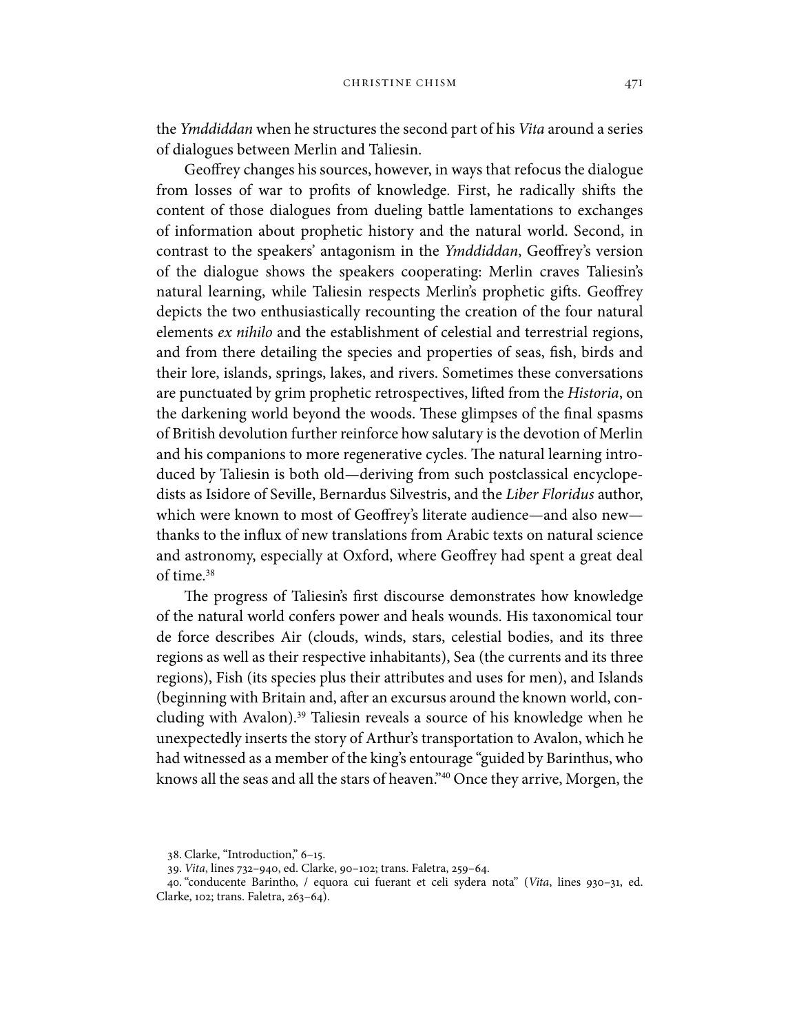the *Ymddiddan* when he structures the second part of his *Vita* around a series of dialogues between Merlin and Taliesin.

Geoffrey changes his sources, however, in ways that refocus the dialogue from losses of war to profits of knowledge. First, he radically shifts the content of those dialogues from dueling battle lamentations to exchanges of information about prophetic history and the natural world. Second, in contrast to the speakers' antagonism in the *Ymddiddan*, Geoffrey's version of the dialogue shows the speakers cooperating: Merlin craves Taliesin's natural learning, while Taliesin respects Merlin's prophetic gifts. Geoffrey depicts the two enthusiastically recounting the creation of the four natural elements *ex nihilo* and the establishment of celestial and terrestrial regions, and from there detailing the species and properties of seas, fish, birds and their lore, islands, springs, lakes, and rivers. Sometimes these conversations are punctuated by grim prophetic retrospectives, lifted from the *Historia*, on the darkening world beyond the woods. These glimpses of the final spasms of British devolution further reinforce how salutary is the devotion of Merlin and his companions to more regenerative cycles. The natural learning introduced by Taliesin is both old—deriving from such postclassical encyclopedists as Isidore of Seville, Bernardus Silvestris, and the *Liber Floridus* author, which were known to most of Geoffrey's literate audience—and also new—thanks to the influx of new translations from Arabic texts on natural science and astronomy, especially at Oxford, where Geoffrey had spent a great deal of time.[38]

The progress of Taliesin's first discourse demonstrates how knowledge of the natural world confers power and heals wounds. His taxonomical tour de force describes Air (clouds, winds, stars, celestial bodies, and its three regions as well as their respective inhabitants), Sea (the currents and its three regions), Fish (its species plus their attributes and uses for men), and Islands (beginning with Britain and, after an excursus around the known world, concluding with Avalon).[39] Taliesin reveals a source of his knowledge when he unexpectedly inserts the story of Arthur's transportation to Avalon, which he had witnessed as a member of the king's entourage "guided by Barinthus, who knows all the seas and all the stars of heaven."[40] Once they arrive, Morgen, the

38. Clarke, "Introduction," 6–15.

39. *Vita*, lines 732–940, ed. Clarke, 90–102; trans. Faletra, 259–64.

40. "conducente Barintho, / equora cui fuerant et celi sydera nota" (*Vita*, lines 930–31, ed. Clarke, 102; trans. Faletra, 263–64).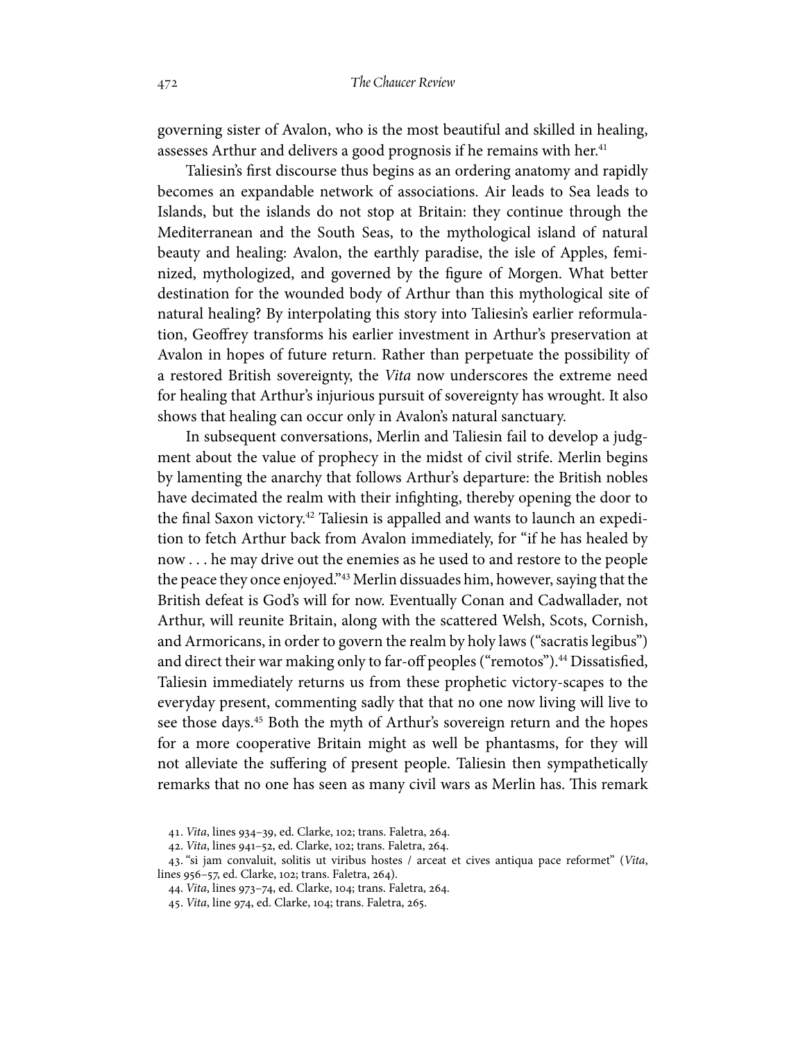governing sister of Avalon, who is the most beautiful and skilled in healing, assesses Arthur and delivers a good prognosis if he remains with her.[41]

Taliesin's first discourse thus begins as an ordering anatomy and rapidly becomes an expandable network of associations. Air leads to Sea leads to Islands, but the islands do not stop at Britain: they continue through the Mediterranean and the South Seas, to the mythological island of natural beauty and healing: Avalon, the earthly paradise, the isle of Apples, feminized, mythologized, and governed by the figure of Morgen. What better destination for the wounded body of Arthur than this mythological site of natural healing? By interpolating this story into Taliesin's earlier reformulation, Geoffrey transforms his earlier investment in Arthur's preservation at Avalon in hopes of future return. Rather than perpetuate the possibility of a restored British sovereignty, the *Vita* now underscores the extreme need for healing that Arthur's injurious pursuit of sovereignty has wrought. It also shows that healing can occur only in Avalon's natural sanctuary.

In subsequent conversations, Merlin and Taliesin fail to develop a judgment about the value of prophecy in the midst of civil strife. Merlin begins by lamenting the anarchy that follows Arthur's departure: the British nobles have decimated the realm with their infighting, thereby opening the door to the final Saxon victory.[42] Taliesin is appalled and wants to launch an expedition to fetch Arthur back from Avalon immediately, for "if he has healed by now . . . he may drive out the enemies as he used to and restore to the people the peace they once enjoyed."[43] Merlin dissuades him, however, saying that the British defeat is God's will for now. Eventually Conan and Cadwallader, not Arthur, will reunite Britain, along with the scattered Welsh, Scots, Cornish, and Armoricans, in order to govern the realm by holy laws ("sacratis legibus") and direct their war making only to far-off peoples ("remotos").[44] Dissatisfied, Taliesin immediately returns us from these prophetic victory-scapes to the everyday present, commenting sadly that that no one now living will live to see those days.[45] Both the myth of Arthur's sovereign return and the hopes for a more cooperative Britain might as well be phantasms, for they will not alleviate the suffering of present people. Taliesin then sympathetically remarks that no one has seen as many civil wars as Merlin has. This remark

41. *Vita*, lines 934–39, ed. Clarke, 102; trans. Faletra, 264.

42. *Vita*, lines 941–52, ed. Clarke, 102; trans. Faletra, 264.

43. "si jam convaluit, solitis ut viribus hostes / arceat et cives antiqua pace reformet" (*Vita*, lines 956–57, ed. Clarke, 102; trans. Faletra, 264).

44. *Vita*, lines 973–74, ed. Clarke, 104; trans. Faletra, 264.

45. *Vita*, line 974, ed. Clarke, 104; trans. Faletra, 265.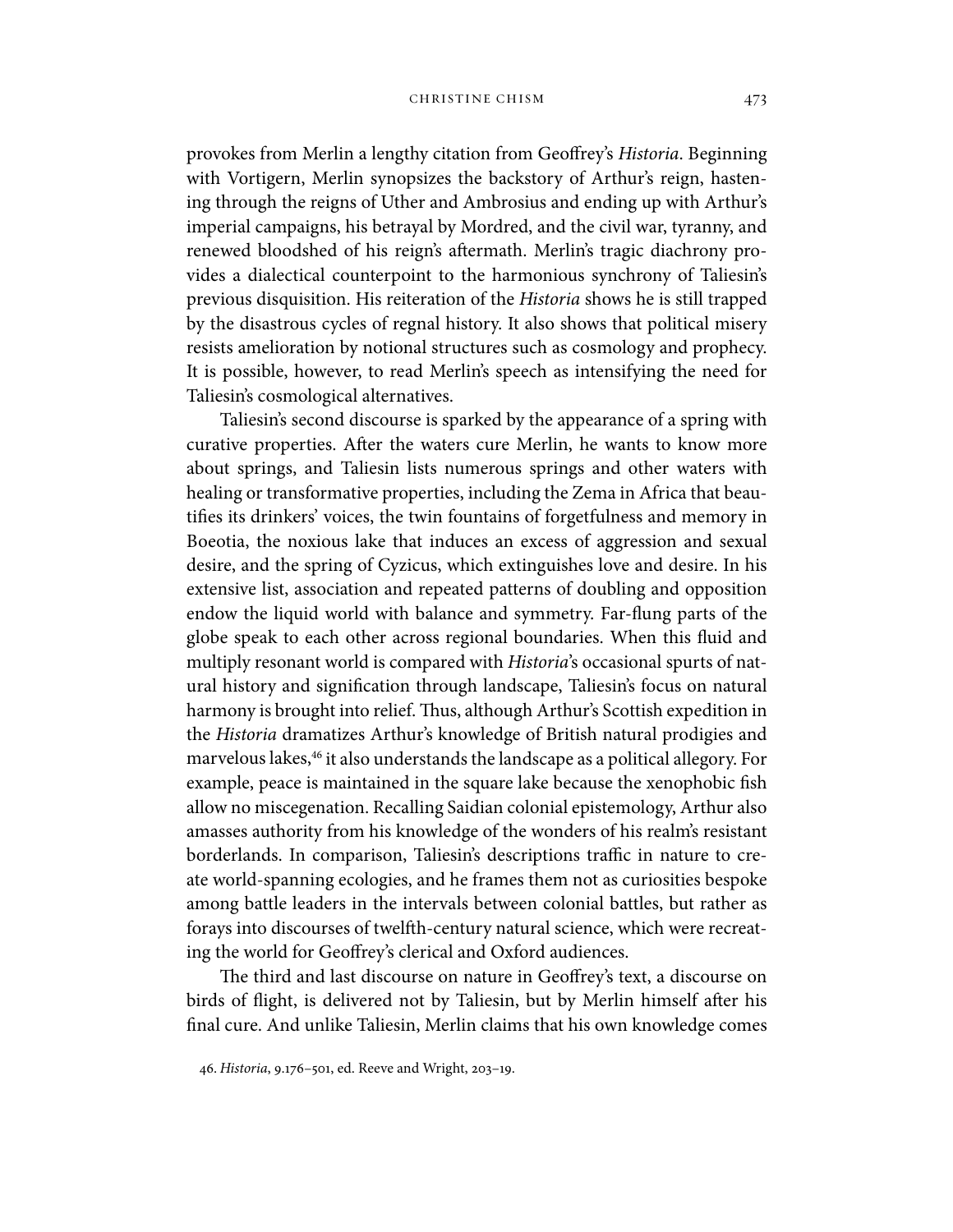provokes from Merlin a lengthy citation from Geoffrey's *Historia*. Beginning with Vortigern, Merlin synopsizes the backstory of Arthur's reign, hastening through the reigns of Uther and Ambrosius and ending up with Arthur's imperial campaigns, his betrayal by Mordred, and the civil war, tyranny, and renewed bloodshed of his reign's aftermath. Merlin's tragic diachrony provides a dialectical counterpoint to the harmonious synchrony of Taliesin's previous disquisition. His reiteration of the *Historia* shows he is still trapped by the disastrous cycles of regnal history. It also shows that political misery resists amelioration by notional structures such as cosmology and prophecy. It is possible, however, to read Merlin's speech as intensifying the need for Taliesin's cosmological alternatives.

Taliesin's second discourse is sparked by the appearance of a spring with curative properties. After the waters cure Merlin, he wants to know more about springs, and Taliesin lists numerous springs and other waters with healing or transformative properties, including the Zema in Africa that beautifies its drinkers' voices, the twin fountains of forgetfulness and memory in Boeotia, the noxious lake that induces an excess of aggression and sexual desire, and the spring of Cyzicus, which extinguishes love and desire. In his extensive list, association and repeated patterns of doubling and opposition endow the liquid world with balance and symmetry. Far-flung parts of the globe speak to each other across regional boundaries. When this fluid and multiply resonant world is compared with *Historia*'s occasional spurts of natural history and signification through landscape, Taliesin's focus on natural harmony is brought into relief. Thus, although Arthur's Scottish expedition in the *Historia* dramatizes Arthur's knowledge of British natural prodigies and marvelous lakes,[46] it also understands the landscape as a political allegory. For example, peace is maintained in the square lake because the xenophobic fish allow no miscegenation. Recalling Saidian colonial epistemology, Arthur also amasses authority from his knowledge of the wonders of his realm's resistant borderlands. In comparison, Taliesin's descriptions traffic in nature to create world-spanning ecologies, and he frames them not as curiosities bespoke among battle leaders in the intervals between colonial battles, but rather as forays into discourses of twelfth-century natural science, which were recreating the world for Geoffrey's clerical and Oxford audiences.

The third and last discourse on nature in Geoffrey's text, a discourse on birds of flight, is delivered not by Taliesin, but by Merlin himself after his final cure. And unlike Taliesin, Merlin claims that his own knowledge comes

46. *Historia*, 9.176–501, ed. Reeve and Wright, 203–19.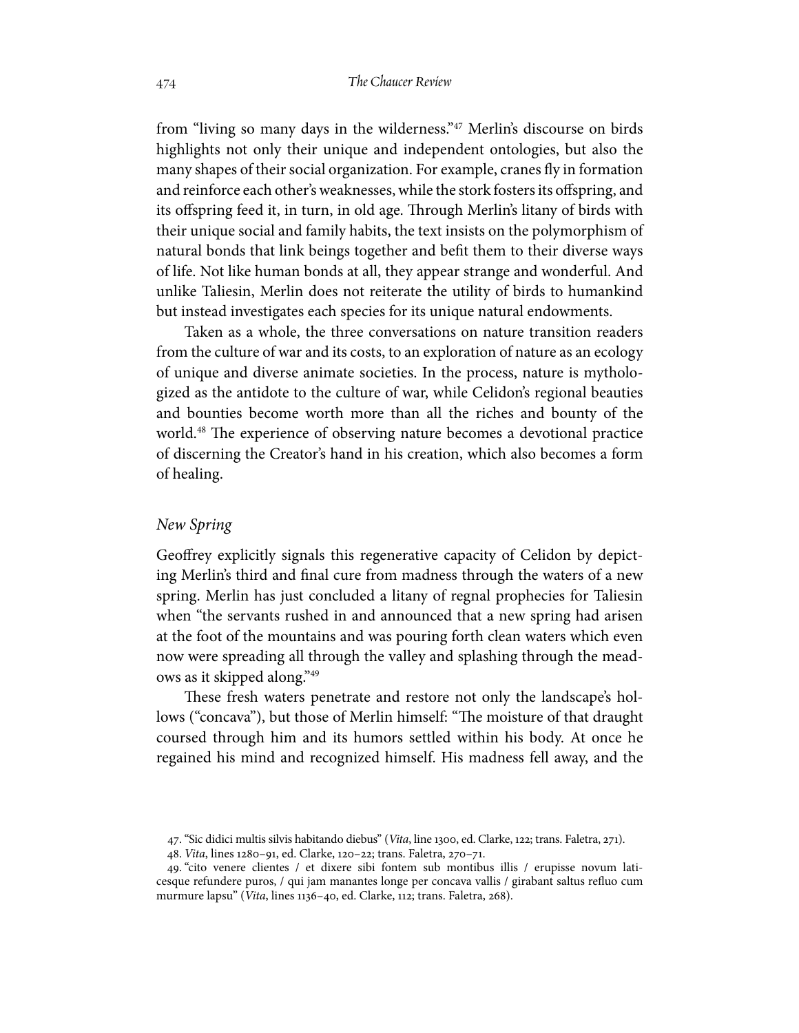from "living so many days in the wilderness."[47] Merlin's discourse on birds highlights not only their unique and independent ontologies, but also the many shapes of their social organization. For example, cranes fly in formation and reinforce each other's weaknesses, while the stork fosters its offspring, and its offspring feed it, in turn, in old age. Through Merlin's litany of birds with their unique social and family habits, the text insists on the polymorphism of natural bonds that link beings together and befit them to their diverse ways of life. Not like human bonds at all, they appear strange and wonderful. And unlike Taliesin, Merlin does not reiterate the utility of birds to humankind but instead investigates each species for its unique natural endowments.

Taken as a whole, the three conversations on nature transition readers from the culture of war and its costs, to an exploration of nature as an ecology of unique and diverse animate societies. In the process, nature is mythologized as the antidote to the culture of war, while Celidon's regional beauties and bounties become worth more than all the riches and bounty of the world.[48] The experience of observing nature becomes a devotional practice of discerning the Creator's hand in his creation, which also becomes a form of healing.

## *New Spring*

Geoffrey explicitly signals this regenerative capacity of Celidon by depicting Merlin's third and final cure from madness through the waters of a new spring. Merlin has just concluded a litany of regnal prophecies for Taliesin when "the servants rushed in and announced that a new spring had arisen at the foot of the mountains and was pouring forth clean waters which even now were spreading all through the valley and splashing through the meadows as it skipped along."[49]

These fresh waters penetrate and restore not only the landscape's hollows ("concava"), but those of Merlin himself: "The moisture of that draught coursed through him and its humors settled within his body. At once he regained his mind and recognized himself. His madness fell away, and the

47. "Sic didici multis silvis habitando diebus" (*Vita*, line 1300, ed. Clarke, 122; trans. Faletra, 271).

48. *Vita*, lines 1280–91, ed. Clarke, 120–22; trans. Faletra, 270–71.

49. "cito venere clientes / et dixere sibi fontem sub montibus illis / erupisse novum laticesque refundere puros, / qui jam manantes longe per concava vallis / girabant saltus refluo cum murmure lapsu" (*Vita*, lines 1136–40, ed. Clarke, 112; trans. Faletra, 268).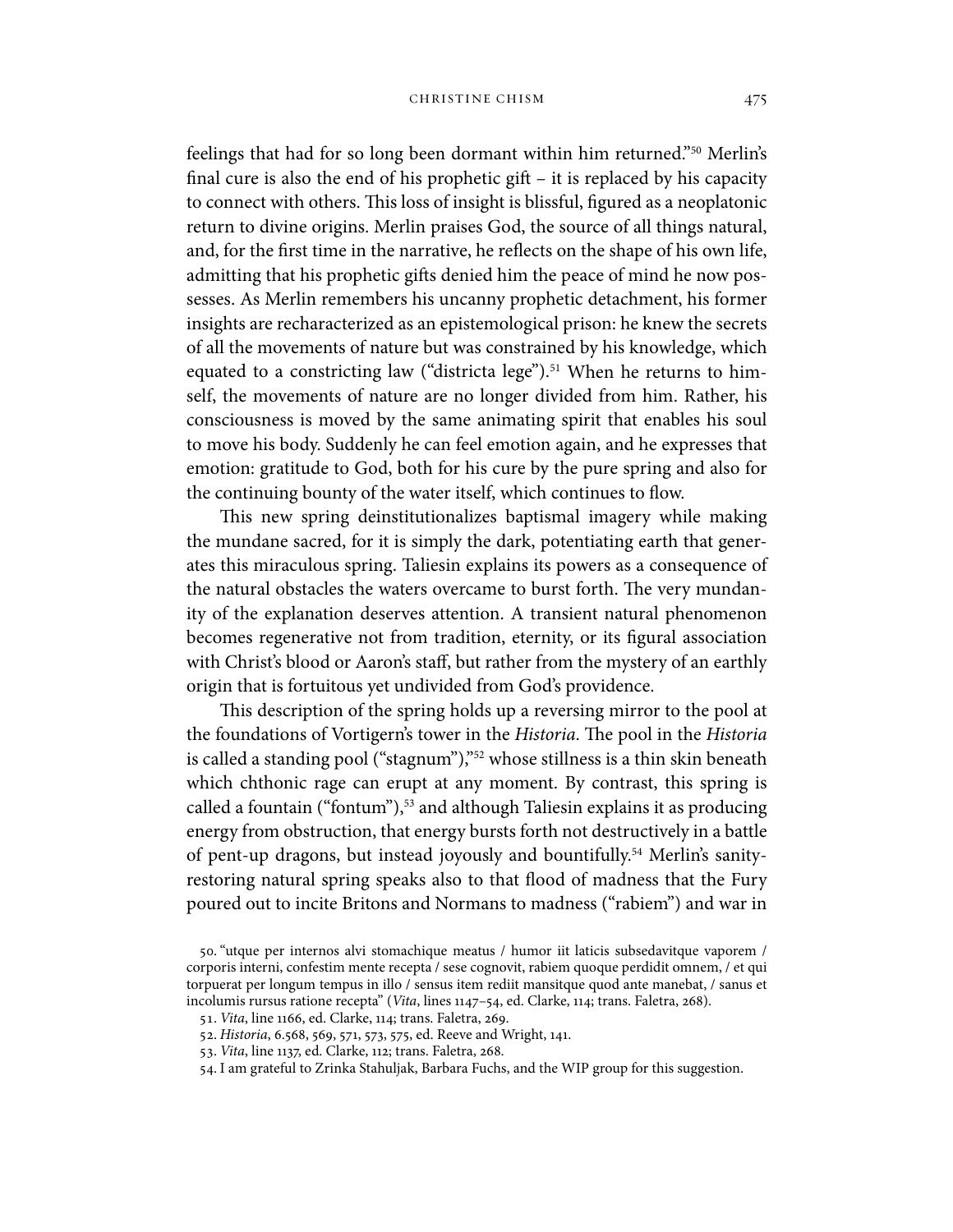feelings that had for so long been dormant within him returned."[50] Merlin's final cure is also the end of his prophetic gift – it is replaced by his capacity to connect with others. This loss of insight is blissful, figured as a neoplatonic return to divine origins. Merlin praises God, the source of all things natural, and, for the first time in the narrative, he reflects on the shape of his own life, admitting that his prophetic gifts denied him the peace of mind he now possesses. As Merlin remembers his uncanny prophetic detachment, his former insights are recharacterized as an epistemological prison: he knew the secrets of all the movements of nature but was constrained by his knowledge, which equated to a constricting law ("districta lege").[51] When he returns to himself, the movements of nature are no longer divided from him. Rather, his consciousness is moved by the same animating spirit that enables his soul to move his body. Suddenly he can feel emotion again, and he expresses that emotion: gratitude to God, both for his cure by the pure spring and also for the continuing bounty of the water itself, which continues to flow.

This new spring deinstitutionalizes baptismal imagery while making the mundane sacred, for it is simply the dark, potentiating earth that generates this miraculous spring. Taliesin explains its powers as a consequence of the natural obstacles the waters overcame to burst forth. The very mundanity of the explanation deserves attention. A transient natural phenomenon becomes regenerative not from tradition, eternity, or its figural association with Christ's blood or Aaron's staff, but rather from the mystery of an earthly origin that is fortuitous yet undivided from God's providence.

This description of the spring holds up a reversing mirror to the pool at the foundations of Vortigern's tower in the *Historia*. The pool in the *Historia* is called a standing pool ("stagnum"),"[52] whose stillness is a thin skin beneath which chthonic rage can erupt at any moment. By contrast, this spring is called a fountain ("fontum"),[53] and although Taliesin explains it as producing energy from obstruction, that energy bursts forth not destructively in a battle of pent-up dragons, but instead joyously and bountifully.[54] Merlin's sanity-restoring natural spring speaks also to that flood of madness that the Fury poured out to incite Britons and Normans to madness ("rabiem") and war in

50. "utque per internos alvi stomachique meatus / humor iit laticis subsedavitque vaporem / corporis interni, confestim mente recepta / sese cognovit, rabiem quoque perdidit omnem, / et qui torpuerat per longum tempus in illo / sensus item rediit mansitque quod ante manebat, / sanus et incolumis rursus ratione recepta" (*Vita*, lines 1147–54, ed. Clarke, 114; trans. Faletra, 268).

51. *Vita*, line 1166, ed. Clarke, 114; trans. Faletra, 269.

52. *Historia*, 6.568, 569, 571, 573, 575, ed. Reeve and Wright, 141.

53. *Vita*, line 1137, ed. Clarke, 112; trans. Faletra, 268.

54. I am grateful to Zrinka Stahuljak, Barbara Fuchs, and the WIP group for this suggestion.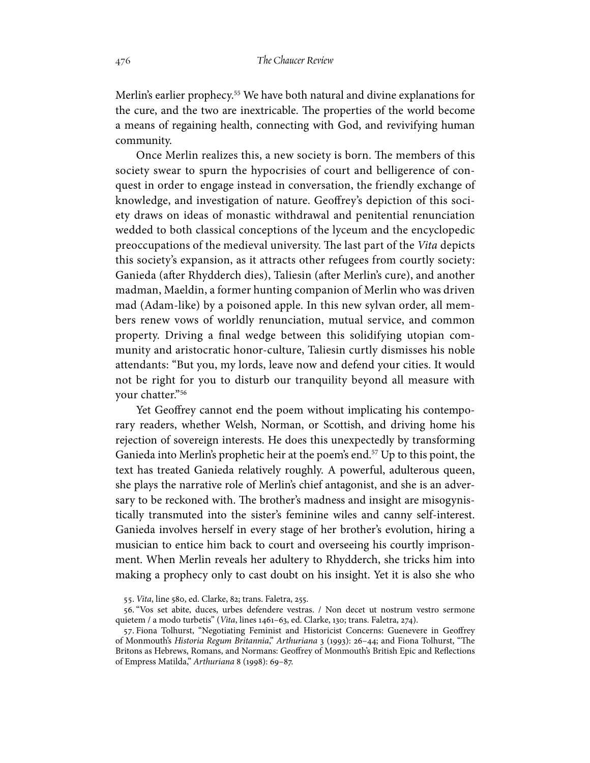Merlin's earlier prophecy.[55] We have both natural and divine explanations for the cure, and the two are inextricable. The properties of the world become a means of regaining health, connecting with God, and revivifying human community.

Once Merlin realizes this, a new society is born. The members of this society swear to spurn the hypocrisies of court and belligerence of conquest in order to engage instead in conversation, the friendly exchange of knowledge, and investigation of nature. Geoffrey's depiction of this society draws on ideas of monastic withdrawal and penitential renunciation wedded to both classical conceptions of the lyceum and the encyclopedic preoccupations of the medieval university. The last part of the *Vita* depicts this society's expansion, as it attracts other refugees from courtly society: Ganieda (after Rhydderch dies), Taliesin (after Merlin's cure), and another madman, Maeldin, a former hunting companion of Merlin who was driven mad (Adam-like) by a poisoned apple. In this new sylvan order, all members renew vows of worldly renunciation, mutual service, and common property. Driving a final wedge between this solidifying utopian community and aristocratic honor-culture, Taliesin curtly dismisses his noble attendants: "But you, my lords, leave now and defend your cities. It would not be right for you to disturb our tranquility beyond all measure with your chatter."[56]

Yet Geoffrey cannot end the poem without implicating his contemporary readers, whether Welsh, Norman, or Scottish, and driving home his rejection of sovereign interests. He does this unexpectedly by transforming Ganieda into Merlin's prophetic heir at the poem's end.[57] Up to this point, the text has treated Ganieda relatively roughly. A powerful, adulterous queen, she plays the narrative role of Merlin's chief antagonist, and she is an adversary to be reckoned with. The brother's madness and insight are misogynistically transmuted into the sister's feminine wiles and canny self-interest. Ganieda involves herself in every stage of her brother's evolution, hiring a musician to entice him back to court and overseeing his courtly imprisonment. When Merlin reveals her adultery to Rhydderch, she tricks him into making a prophecy only to cast doubt on his insight. Yet it is also she who

55. *Vita*, line 580, ed. Clarke, 82; trans. Faletra, 255.

56. "Vos set abite, duces, urbes defendere vestras. / Non decet ut nostrum vestro sermone quietem / a modo turbetis" (*Vita*, lines 1461–63, ed. Clarke, 130; trans. Faletra, 274).

57. Fiona Tolhurst, "Negotiating Feminist and Historicist Concerns: Guenevere in Geoffrey of Monmouth's *Historia Regum Britannia*," *Arthuriana* 3 (1993): 26–44; and Fiona Tolhurst, "The Britons as Hebrews, Romans, and Normans: Geoffrey of Monmouth's British Epic and Reflections of Empress Matilda," *Arthuriana* 8 (1998): 69–87.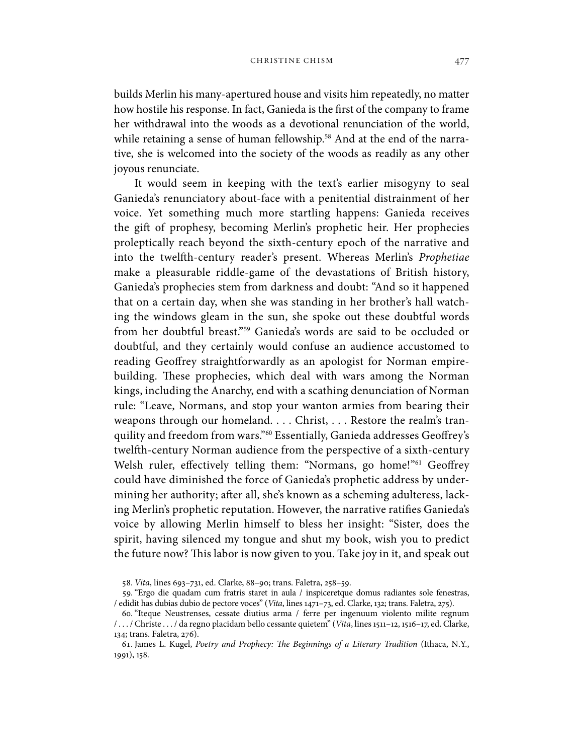builds Merlin his many-apertured house and visits him repeatedly, no matter how hostile his response. In fact, Ganieda is the first of the company to frame her withdrawal into the woods as a devotional renunciation of the world, while retaining a sense of human fellowship.[58] And at the end of the narrative, she is welcomed into the society of the woods as readily as any other joyous renunciate.

It would seem in keeping with the text's earlier misogyny to seal Ganieda's renunciatory about-face with a penitential distrainment of her voice. Yet something much more startling happens: Ganieda receives the gift of prophesy, becoming Merlin's prophetic heir. Her prophecies proleptically reach beyond the sixth-century epoch of the narrative and into the twelfth-century reader's present. Whereas Merlin's *Prophetiae* make a pleasurable riddle-game of the devastations of British history, Ganieda's prophecies stem from darkness and doubt: "And so it happened that on a certain day, when she was standing in her brother's hall watching the windows gleam in the sun, she spoke out these doubtful words from her doubtful breast."[59] Ganieda's words are said to be occluded or doubtful, and they certainly would confuse an audience accustomed to reading Geoffrey straightforwardly as an apologist for Norman empire-building. These prophecies, which deal with wars among the Norman kings, including the Anarchy, end with a scathing denunciation of Norman rule: "Leave, Normans, and stop your wanton armies from bearing their weapons through our homeland. . . . Christ, . . . Restore the realm's tranquility and freedom from wars."[60] Essentially, Ganieda addresses Geoffrey's twelfth-century Norman audience from the perspective of a sixth-century Welsh ruler, effectively telling them: "Normans, go home!"[61] Geoffrey could have diminished the force of Ganieda's prophetic address by undermining her authority; after all, she's known as a scheming adulteress, lacking Merlin's prophetic reputation. However, the narrative ratifies Ganieda's voice by allowing Merlin himself to bless her insight: "Sister, does the spirit, having silenced my tongue and shut my book, wish you to predict the future now? This labor is now given to you. Take joy in it, and speak out

58. *Vita*, lines 693–731, ed. Clarke, 88–90; trans. Faletra, 258–59.

59. "Ergo die quadam cum fratris staret in aula / inspiceretque domus radiantes sole fenestras, / edidit has dubias dubio de pectore voces" (*Vita*, lines 1471–73, ed. Clarke, 132; trans. Faletra, 275).

60. "Iteque Neustrenses, cessate diutius arma / ferre per ingenuum violento milite regnum / . . . / Christe . . . / da regno placidam bello cessante quietem" (*Vita*, lines 1511–12, 1516–17, ed. Clarke, 134; trans. Faletra, 276).

61. James L. Kugel, *Poetry and Prophecy: The Beginnings of a Literary Tradition* (Ithaca, N.Y., 1991), 158.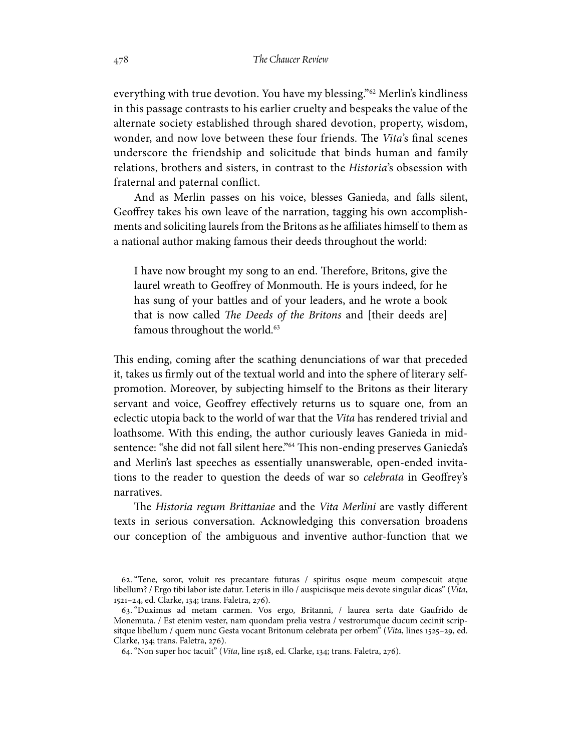everything with true devotion. You have my blessing."[62] Merlin's kindliness in this passage contrasts to his earlier cruelty and bespeaks the value of the alternate society established through shared devotion, property, wisdom, wonder, and now love between these four friends. The *Vita*'s final scenes underscore the friendship and solicitude that binds human and family relations, brothers and sisters, in contrast to the *Historia*'s obsession with fraternal and paternal conflict.

And as Merlin passes on his voice, blesses Ganieda, and falls silent, Geoffrey takes his own leave of the narration, tagging his own accomplishments and soliciting laurels from the Britons as he affiliates himself to them as a national author making famous their deeds throughout the world:

> I have now brought my song to an end. Therefore, Britons, give the laurel wreath to Geoffrey of Monmouth. He is yours indeed, for he has sung of your battles and of your leaders, and he wrote a book that is now called *The Deeds of the Britons* and [their deeds are] famous throughout the world.[63]

This ending, coming after the scathing denunciations of war that preceded it, takes us firmly out of the textual world and into the sphere of literary self-promotion. Moreover, by subjecting himself to the Britons as their literary servant and voice, Geoffrey effectively returns us to square one, from an eclectic utopia back to the world of war that the *Vita* has rendered trivial and loathsome. With this ending, the author curiously leaves Ganieda in mid-sentence: "she did not fall silent here."[64] This non-ending preserves Ganieda's and Merlin's last speeches as essentially unanswerable, open-ended invitations to the reader to question the deeds of war so *celebrata* in Geoffrey's narratives.

The *Historia regum Brittaniae* and the *Vita Merlini* are vastly different texts in serious conversation. Acknowledging this conversation broadens our conception of the ambiguous and inventive author-function that we

62. "Tene, soror, voluit res precantare futuras / spiritus osque meum compescuit atque libellum? / Ergo tibi labor iste datur. Leteris in illo / auspiciisque meis devote singular dicas" (*Vita*, 1521–24, ed. Clarke, 134; trans. Faletra, 276).

63. "Duximus ad metam carmen. Vos ergo, Britanni, / laurea serta date Gaufrido de Monemuta. / Est etenim vester, nam quondam prelia vestra / vestrorumque ducum cecinit scripsitque libellum / quem nunc Gesta vocant Britonum celebrata per orbem" (*Vita*, lines 1525–29, ed. Clarke, 134; trans. Faletra, 276).

64. "Non super hoc tacuit" (*Vita*, line 1518, ed. Clarke, 134; trans. Faletra, 276).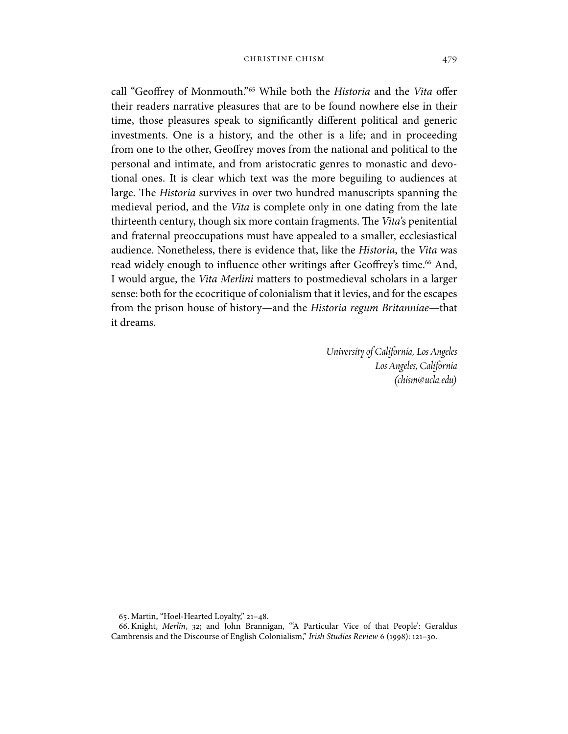call "Geoffrey of Monmouth."[65] While both the *Historia* and the *Vita* offer their readers narrative pleasures that are to be found nowhere else in their time, those pleasures speak to significantly different political and generic investments. One is a history, and the other is a life; and in proceeding from one to the other, Geoffrey moves from the national and political to the personal and intimate, and from aristocratic genres to monastic and devotional ones. It is clear which text was the more beguiling to audiences at large. The *Historia* survives in over two hundred manuscripts spanning the medieval period, and the *Vita* is complete only in one dating from the late thirteenth century, though six more contain fragments. The *Vita*'s penitential and fraternal preoccupations must have appealed to a smaller, ecclesiastical audience. Nonetheless, there is evidence that, like the *Historia*, the *Vita* was read widely enough to influence other writings after Geoffrey's time.[66] And, I would argue, the *Vita Merlini* matters to postmedieval scholars in a larger sense: both for the ecocritique of colonialism that it levies, and for the escapes from the prison house of history—and the *Historia regum Britanniae*—that it dreams.

*University of California, Los Angeles*
*Los Angeles, California*
*(chism@ucla.edu)*

65. Martin, "Hoel-Hearted Loyalty," 21–48.

66. Knight, *Merlin*, 32; and John Brannigan, "'A Particular Vice of that People': Geraldus Cambrensis and the Discourse of English Colonialism," *Irish Studies Review* 6 (1998): 121–30.